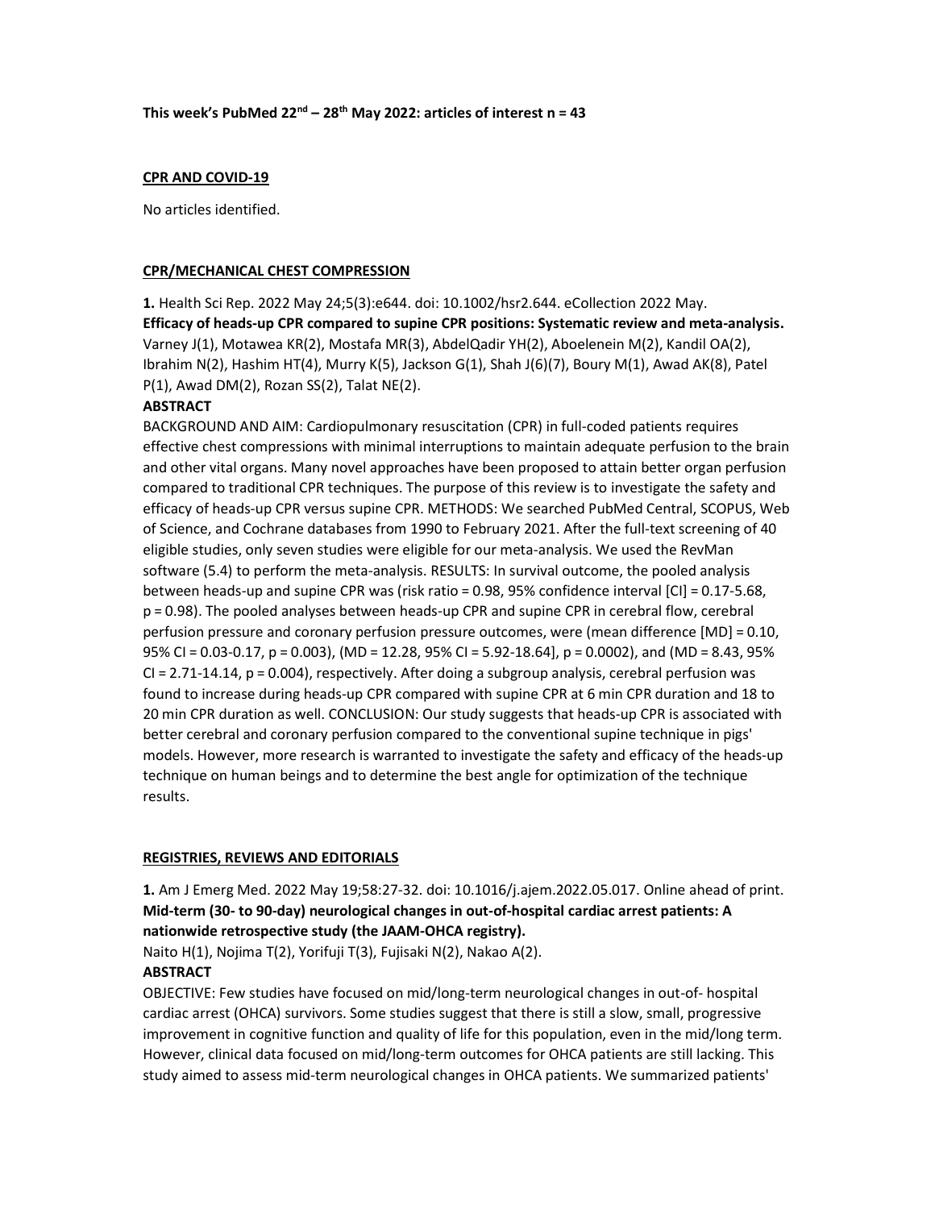**This week's PubMed 22nd – 28th May 2022: articles of interest n = 43**

**CPR AND COVID-19**

No articles identified.

**CPR/MECHANICAL CHEST COMPRESSION**

**1.** Health Sci Rep. 2022 May 24;5(3):e644. doi: 10.1002/hsr2.644. eCollection 2022 May.
**Efficacy of heads-up CPR compared to supine CPR positions: Systematic review and meta-analysis.**
Varney J(1), Motawea KR(2), Mostafa MR(3), AbdelQadir YH(2), Aboelenein M(2), Kandil OA(2), Ibrahim N(2), Hashim HT(4), Murry K(5), Jackson G(1), Shah J(6)(7), Boury M(1), Awad AK(8), Patel P(1), Awad DM(2), Rozan SS(2), Talat NE(2).
**ABSTRACT**
BACKGROUND AND AIM: Cardiopulmonary resuscitation (CPR) in full-coded patients requires effective chest compressions with minimal interruptions to maintain adequate perfusion to the brain and other vital organs. Many novel approaches have been proposed to attain better organ perfusion compared to traditional CPR techniques. The purpose of this review is to investigate the safety and efficacy of heads-up CPR versus supine CPR. METHODS: We searched PubMed Central, SCOPUS, Web of Science, and Cochrane databases from 1990 to February 2021. After the full-text screening of 40 eligible studies, only seven studies were eligible for our meta-analysis. We used the RevMan software (5.4) to perform the meta-analysis. RESULTS: In survival outcome, the pooled analysis between heads-up and supine CPR was (risk ratio = 0.98, 95% confidence interval [CI] = 0.17-5.68, p = 0.98). The pooled analyses between heads-up CPR and supine CPR in cerebral flow, cerebral perfusion pressure and coronary perfusion pressure outcomes, were (mean difference [MD] = 0.10, 95% CI = 0.03-0.17, p = 0.003), (MD = 12.28, 95% CI = 5.92-18.64], p = 0.0002), and (MD = 8.43, 95% CI = 2.71-14.14, p = 0.004), respectively. After doing a subgroup analysis, cerebral perfusion was found to increase during heads-up CPR compared with supine CPR at 6 min CPR duration and 18 to 20 min CPR duration as well. CONCLUSION: Our study suggests that heads-up CPR is associated with better cerebral and coronary perfusion compared to the conventional supine technique in pigs' models. However, more research is warranted to investigate the safety and efficacy of the heads-up technique on human beings and to determine the best angle for optimization of the technique results.

**REGISTRIES, REVIEWS AND EDITORIALS**

**1.** Am J Emerg Med. 2022 May 19;58:27-32. doi: 10.1016/j.ajem.2022.05.017. Online ahead of print.
**Mid-term (30- to 90-day) neurological changes in out-of-hospital cardiac arrest patients: A nationwide retrospective study (the JAAM-OHCA registry).**
Naito H(1), Nojima T(2), Yorifuji T(3), Fujisaki N(2), Nakao A(2).
**ABSTRACT**
OBJECTIVE: Few studies have focused on mid/long-term neurological changes in out-of- hospital cardiac arrest (OHCA) survivors. Some studies suggest that there is still a slow, small, progressive improvement in cognitive function and quality of life for this population, even in the mid/long term. However, clinical data focused on mid/long-term outcomes for OHCA patients are still lacking. This study aimed to assess mid-term neurological changes in OHCA patients. We summarized patients'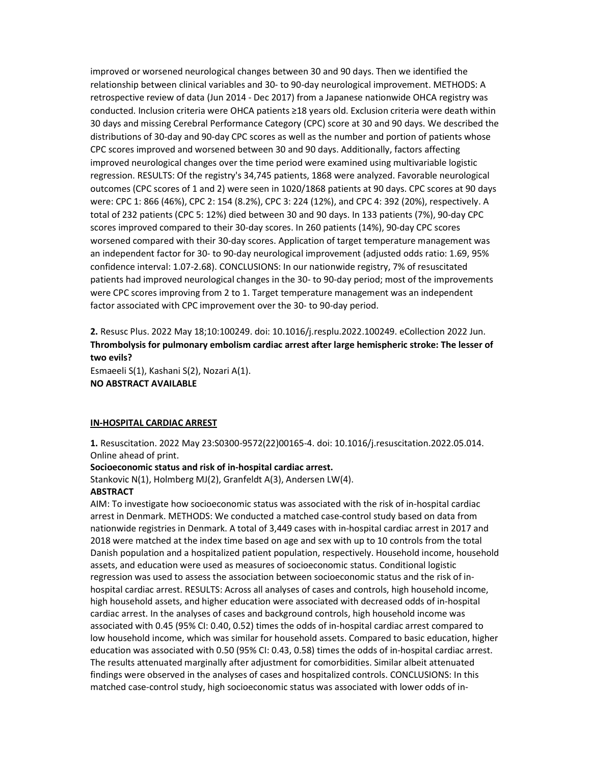improved or worsened neurological changes between 30 and 90 days. Then we identified the relationship between clinical variables and 30- to 90-day neurological improvement. METHODS: A retrospective review of data (Jun 2014 - Dec 2017) from a Japanese nationwide OHCA registry was conducted. Inclusion criteria were OHCA patients ≥18 years old. Exclusion criteria were death within 30 days and missing Cerebral Performance Category (CPC) score at 30 and 90 days. We described the distributions of 30-day and 90-day CPC scores as well as the number and portion of patients whose CPC scores improved and worsened between 30 and 90 days. Additionally, factors affecting improved neurological changes over the time period were examined using multivariable logistic regression. RESULTS: Of the registry's 34,745 patients, 1868 were analyzed. Favorable neurological outcomes (CPC scores of 1 and 2) were seen in 1020/1868 patients at 90 days. CPC scores at 90 days were: CPC 1: 866 (46%), CPC 2: 154 (8.2%), CPC 3: 224 (12%), and CPC 4: 392 (20%), respectively. A total of 232 patients (CPC 5: 12%) died between 30 and 90 days. In 133 patients (7%), 90-day CPC scores improved compared to their 30-day scores. In 260 patients (14%), 90-day CPC scores worsened compared with their 30-day scores. Application of target temperature management was an independent factor for 30- to 90-day neurological improvement (adjusted odds ratio: 1.69, 95% confidence interval: 1.07-2.68). CONCLUSIONS: In our nationwide registry, 7% of resuscitated patients had improved neurological changes in the 30- to 90-day period; most of the improvements were CPC scores improving from 2 to 1. Target temperature management was an independent factor associated with CPC improvement over the 30- to 90-day period.

**2.** Resusc Plus. 2022 May 18;10:100249. doi: 10.1016/j.resplu.2022.100249. eCollection 2022 Jun.
**Thrombolysis for pulmonary embolism cardiac arrest after large hemispheric stroke: The lesser of two evils?**
Esmaeeli S(1), Kashani S(2), Nozari A(1).
**NO ABSTRACT AVAILABLE**

**IN-HOSPITAL CARDIAC ARREST**

**1.** Resuscitation. 2022 May 23:S0300-9572(22)00165-4. doi: 10.1016/j.resuscitation.2022.05.014. Online ahead of print.
**Socioeconomic status and risk of in-hospital cardiac arrest.**
Stankovic N(1), Holmberg MJ(2), Granfeldt A(3), Andersen LW(4).
**ABSTRACT**
AIM: To investigate how socioeconomic status was associated with the risk of in-hospital cardiac arrest in Denmark. METHODS: We conducted a matched case-control study based on data from nationwide registries in Denmark. A total of 3,449 cases with in-hospital cardiac arrest in 2017 and 2018 were matched at the index time based on age and sex with up to 10 controls from the total Danish population and a hospitalized patient population, respectively. Household income, household assets, and education were used as measures of socioeconomic status. Conditional logistic regression was used to assess the association between socioeconomic status and the risk of in-hospital cardiac arrest. RESULTS: Across all analyses of cases and controls, high household income, high household assets, and higher education were associated with decreased odds of in-hospital cardiac arrest. In the analyses of cases and background controls, high household income was associated with 0.45 (95% CI: 0.40, 0.52) times the odds of in-hospital cardiac arrest compared to low household income, which was similar for household assets. Compared to basic education, higher education was associated with 0.50 (95% CI: 0.43, 0.58) times the odds of in-hospital cardiac arrest. The results attenuated marginally after adjustment for comorbidities. Similar albeit attenuated findings were observed in the analyses of cases and hospitalized controls. CONCLUSIONS: In this matched case-control study, high socioeconomic status was associated with lower odds of in-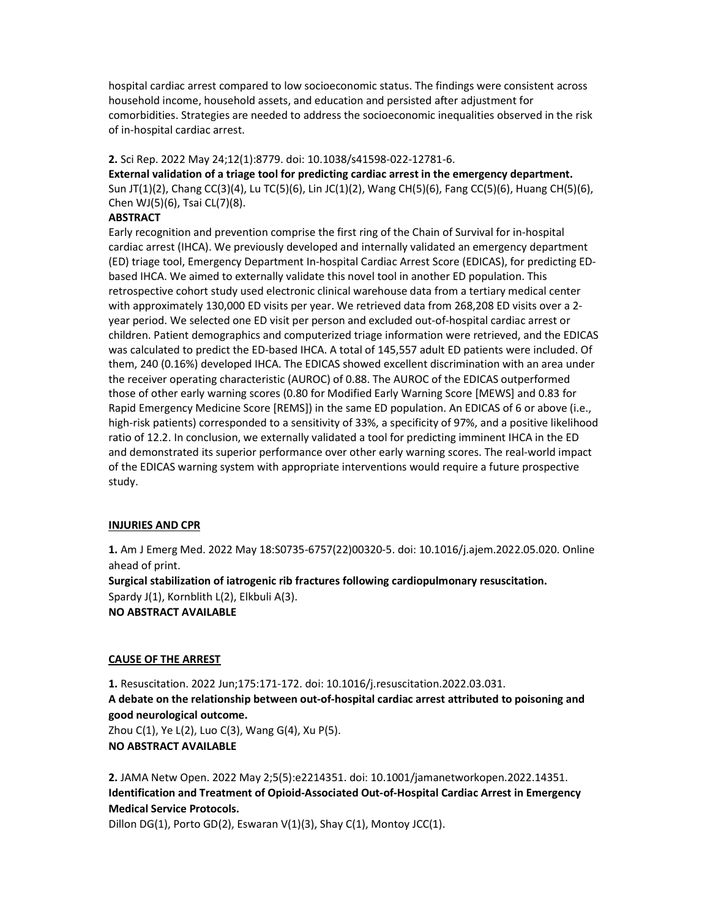hospital cardiac arrest compared to low socioeconomic status. The findings were consistent across household income, household assets, and education and persisted after adjustment for comorbidities. Strategies are needed to address the socioeconomic inequalities observed in the risk of in-hospital cardiac arrest.

**2.** Sci Rep. 2022 May 24;12(1):8779. doi: 10.1038/s41598-022-12781-6.

**External validation of a triage tool for predicting cardiac arrest in the emergency department.**

Sun JT(1)(2), Chang CC(3)(4), Lu TC(5)(6), Lin JC(1)(2), Wang CH(5)(6), Fang CC(5)(6), Huang CH(5)(6), Chen WJ(5)(6), Tsai CL(7)(8).

**ABSTRACT**

Early recognition and prevention comprise the first ring of the Chain of Survival for in-hospital cardiac arrest (IHCA). We previously developed and internally validated an emergency department (ED) triage tool, Emergency Department In-hospital Cardiac Arrest Score (EDICAS), for predicting ED-based IHCA. We aimed to externally validate this novel tool in another ED population. This retrospective cohort study used electronic clinical warehouse data from a tertiary medical center with approximately 130,000 ED visits per year. We retrieved data from 268,208 ED visits over a 2-year period. We selected one ED visit per person and excluded out-of-hospital cardiac arrest or children. Patient demographics and computerized triage information were retrieved, and the EDICAS was calculated to predict the ED-based IHCA. A total of 145,557 adult ED patients were included. Of them, 240 (0.16%) developed IHCA. The EDICAS showed excellent discrimination with an area under the receiver operating characteristic (AUROC) of 0.88. The AUROC of the EDICAS outperformed those of other early warning scores (0.80 for Modified Early Warning Score [MEWS] and 0.83 for Rapid Emergency Medicine Score [REMS]) in the same ED population. An EDICAS of 6 or above (i.e., high-risk patients) corresponded to a sensitivity of 33%, a specificity of 97%, and a positive likelihood ratio of 12.2. In conclusion, we externally validated a tool for predicting imminent IHCA in the ED and demonstrated its superior performance over other early warning scores. The real-world impact of the EDICAS warning system with appropriate interventions would require a future prospective study.

## INJURIES AND CPR

**1.** Am J Emerg Med. 2022 May 18:S0735-6757(22)00320-5. doi: 10.1016/j.ajem.2022.05.020. Online ahead of print.

**Surgical stabilization of iatrogenic rib fractures following cardiopulmonary resuscitation.**

Spardy J(1), Kornblith L(2), Elkbuli A(3).

**NO ABSTRACT AVAILABLE**

## CAUSE OF THE ARREST

**1.** Resuscitation. 2022 Jun;175:171-172. doi: 10.1016/j.resuscitation.2022.03.031.

**A debate on the relationship between out-of-hospital cardiac arrest attributed to poisoning and good neurological outcome.**

Zhou C(1), Ye L(2), Luo C(3), Wang G(4), Xu P(5).

**NO ABSTRACT AVAILABLE**

**2.** JAMA Netw Open. 2022 May 2;5(5):e2214351. doi: 10.1001/jamanetworkopen.2022.14351.

**Identification and Treatment of Opioid-Associated Out-of-Hospital Cardiac Arrest in Emergency Medical Service Protocols.**

Dillon DG(1), Porto GD(2), Eswaran V(1)(3), Shay C(1), Montoy JCC(1).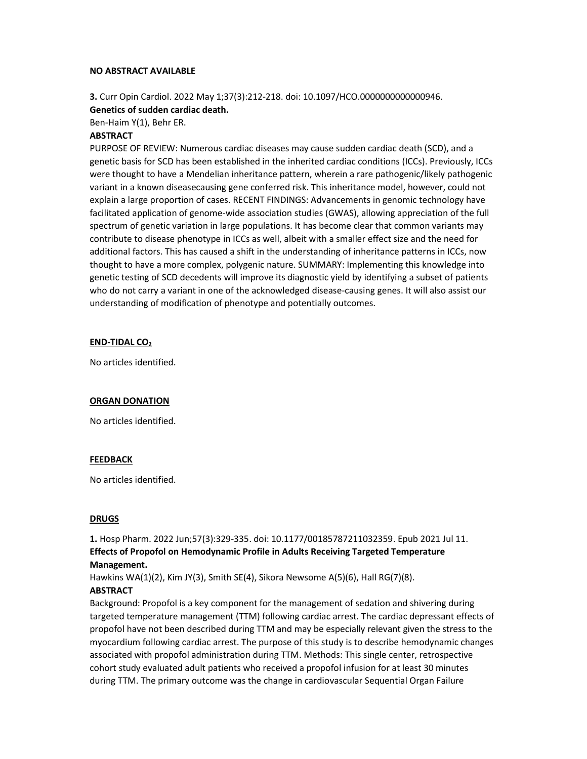**NO ABSTRACT AVAILABLE**

**3.** Curr Opin Cardiol. 2022 May 1;37(3):212-218. doi: 10.1097/HCO.0000000000000946.
**Genetics of sudden cardiac death.**
Ben-Haim Y(1), Behr ER.
**ABSTRACT**
PURPOSE OF REVIEW: Numerous cardiac diseases may cause sudden cardiac death (SCD), and a genetic basis for SCD has been established in the inherited cardiac conditions (ICCs). Previously, ICCs were thought to have a Mendelian inheritance pattern, wherein a rare pathogenic/likely pathogenic variant in a known diseasecausing gene conferred risk. This inheritance model, however, could not explain a large proportion of cases. RECENT FINDINGS: Advancements in genomic technology have facilitated application of genome-wide association studies (GWAS), allowing appreciation of the full spectrum of genetic variation in large populations. It has become clear that common variants may contribute to disease phenotype in ICCs as well, albeit with a smaller effect size and the need for additional factors. This has caused a shift in the understanding of inheritance patterns in ICCs, now thought to have a more complex, polygenic nature. SUMMARY: Implementing this knowledge into genetic testing of SCD decedents will improve its diagnostic yield by identifying a subset of patients who do not carry a variant in one of the acknowledged disease-causing genes. It will also assist our understanding of modification of phenotype and potentially outcomes.

## END-TIDAL $CO_2$

No articles identified.

## ORGAN DONATION

No articles identified.

## FEEDBACK

No articles identified.

## DRUGS

**1.** Hosp Pharm. 2022 Jun;57(3):329-335. doi: 10.1177/00185787211032359. Epub 2021 Jul 11.
**Effects of Propofol on Hemodynamic Profile in Adults Receiving Targeted Temperature Management.**
Hawkins WA(1)(2), Kim JY(3), Smith SE(4), Sikora Newsome A(5)(6), Hall RG(7)(8).
**ABSTRACT**
Background: Propofol is a key component for the management of sedation and shivering during targeted temperature management (TTM) following cardiac arrest. The cardiac depressant effects of propofol have not been described during TTM and may be especially relevant given the stress to the myocardium following cardiac arrest. The purpose of this study is to describe hemodynamic changes associated with propofol administration during TTM. Methods: This single center, retrospective cohort study evaluated adult patients who received a propofol infusion for at least 30 minutes during TTM. The primary outcome was the change in cardiovascular Sequential Organ Failure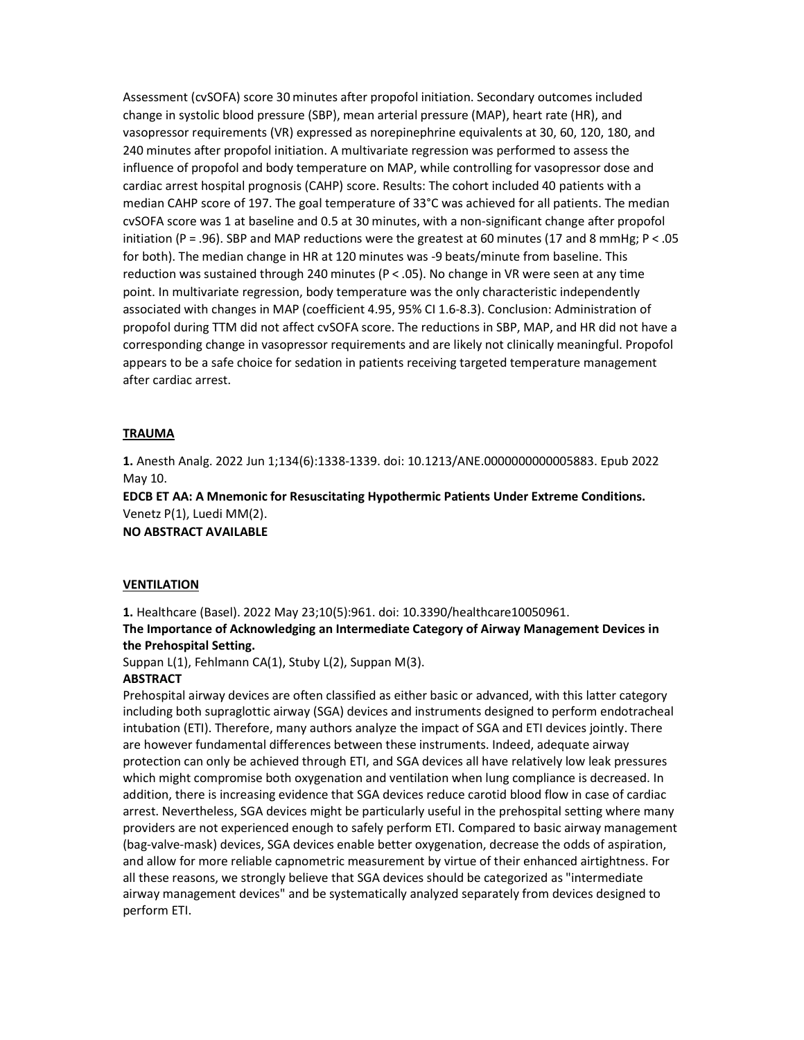Assessment (cvSOFA) score 30 minutes after propofol initiation. Secondary outcomes included change in systolic blood pressure (SBP), mean arterial pressure (MAP), heart rate (HR), and vasopressor requirements (VR) expressed as norepinephrine equivalents at 30, 60, 120, 180, and 240 minutes after propofol initiation. A multivariate regression was performed to assess the influence of propofol and body temperature on MAP, while controlling for vasopressor dose and cardiac arrest hospital prognosis (CAHP) score. Results: The cohort included 40 patients with a median CAHP score of 197. The goal temperature of 33°C was achieved for all patients. The median cvSOFA score was 1 at baseline and 0.5 at 30 minutes, with a non-significant change after propofol initiation ($P = .96$). SBP and MAP reductions were the greatest at 60 minutes (17 and 8 mmHg; $P < .05$ for both). The median change in HR at 120 minutes was -9 beats/minute from baseline. This reduction was sustained through 240 minutes ($P < .05$). No change in VR were seen at any time point. In multivariate regression, body temperature was the only characteristic independently associated with changes in MAP (coefficient 4.95, 95% CI 1.6-8.3). Conclusion: Administration of propofol during TTM did not affect cvSOFA score. The reductions in SBP, MAP, and HR did not have a corresponding change in vasopressor requirements and are likely not clinically meaningful. Propofol appears to be a safe choice for sedation in patients receiving targeted temperature management after cardiac arrest.

## TRAUMA

**1.** Anesth Analg. 2022 Jun 1;134(6):1338-1339. doi: 10.1213/ANE.0000000000005883. Epub 2022 May 10.

**EDCB ET AA: A Mnemonic for Resuscitating Hypothermic Patients Under Extreme Conditions.**

Venetz P(1), Luedi MM(2).

**NO ABSTRACT AVAILABLE**

## VENTILATION

**1.** Healthcare (Basel). 2022 May 23;10(5):961. doi: 10.3390/healthcare10050961.

**The Importance of Acknowledging an Intermediate Category of Airway Management Devices in the Prehospital Setting.**

Suppan L(1), Fehlmann CA(1), Stuby L(2), Suppan M(3).

**ABSTRACT**

Prehospital airway devices are often classified as either basic or advanced, with this latter category including both supraglottic airway (SGA) devices and instruments designed to perform endotracheal intubation (ETI). Therefore, many authors analyze the impact of SGA and ETI devices jointly. There are however fundamental differences between these instruments. Indeed, adequate airway protection can only be achieved through ETI, and SGA devices all have relatively low leak pressures which might compromise both oxygenation and ventilation when lung compliance is decreased. In addition, there is increasing evidence that SGA devices reduce carotid blood flow in case of cardiac arrest. Nevertheless, SGA devices might be particularly useful in the prehospital setting where many providers are not experienced enough to safely perform ETI. Compared to basic airway management (bag-valve-mask) devices, SGA devices enable better oxygenation, decrease the odds of aspiration, and allow for more reliable capnometric measurement by virtue of their enhanced airtightness. For all these reasons, we strongly believe that SGA devices should be categorized as "intermediate airway management devices" and be systematically analyzed separately from devices designed to perform ETI.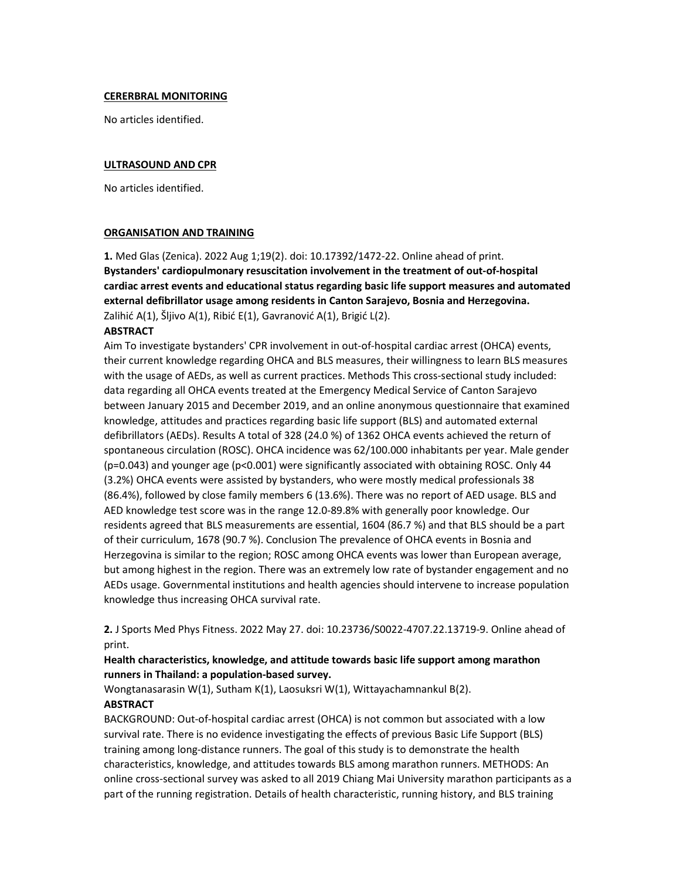**CERERBRAL MONITORING**

No articles identified.

**ULTRASOUND AND CPR**

No articles identified.

**ORGANISATION AND TRAINING**

**1.** Med Glas (Zenica). 2022 Aug 1;19(2). doi: 10.17392/1472-22. Online ahead of print.

**Bystanders' cardiopulmonary resuscitation involvement in the treatment of out-of-hospital cardiac arrest events and educational status regarding basic life support measures and automated external defibrillator usage among residents in Canton Sarajevo, Bosnia and Herzegovina.**

Zalihić A(1), Šljivo A(1), Ribić E(1), Gavranović A(1), Brigić L(2).

**ABSTRACT**

Aim To investigate bystanders' CPR involvement in out-of-hospital cardiac arrest (OHCA) events, their current knowledge regarding OHCA and BLS measures, their willingness to learn BLS measures with the usage of AEDs, as well as current practices. Methods This cross-sectional study included: data regarding all OHCA events treated at the Emergency Medical Service of Canton Sarajevo between January 2015 and December 2019, and an online anonymous questionnaire that examined knowledge, attitudes and practices regarding basic life support (BLS) and automated external defibrillators (AEDs). Results A total of 328 (24.0 %) of 1362 OHCA events achieved the return of spontaneous circulation (ROSC). OHCA incidence was 62/100.000 inhabitants per year. Male gender ($p=0.043$) and younger age ($p<0.001$) were significantly associated with obtaining ROSC. Only 44 (3.2%) OHCA events were assisted by bystanders, who were mostly medical professionals 38 (86.4%), followed by close family members 6 (13.6%). There was no report of AED usage. BLS and AED knowledge test score was in the range 12.0-89.8% with generally poor knowledge. Our residents agreed that BLS measurements are essential, 1604 (86.7 %) and that BLS should be a part of their curriculum, 1678 (90.7 %). Conclusion The prevalence of OHCA events in Bosnia and Herzegovina is similar to the region; ROSC among OHCA events was lower than European average, but among highest in the region. There was an extremely low rate of bystander engagement and no AEDs usage. Governmental institutions and health agencies should intervene to increase population knowledge thus increasing OHCA survival rate.

**2.** J Sports Med Phys Fitness. 2022 May 27. doi: 10.23736/S0022-4707.22.13719-9. Online ahead of print.

**Health characteristics, knowledge, and attitude towards basic life support among marathon runners in Thailand: a population-based survey.**

Wongtanasarasin W(1), Sutham K(1), Laosuksri W(1), Wittayachamnankul B(2).

**ABSTRACT**

BACKGROUND: Out-of-hospital cardiac arrest (OHCA) is not common but associated with a low survival rate. There is no evidence investigating the effects of previous Basic Life Support (BLS) training among long-distance runners. The goal of this study is to demonstrate the health characteristics, knowledge, and attitudes towards BLS among marathon runners. METHODS: An online cross-sectional survey was asked to all 2019 Chiang Mai University marathon participants as a part of the running registration. Details of health characteristic, running history, and BLS training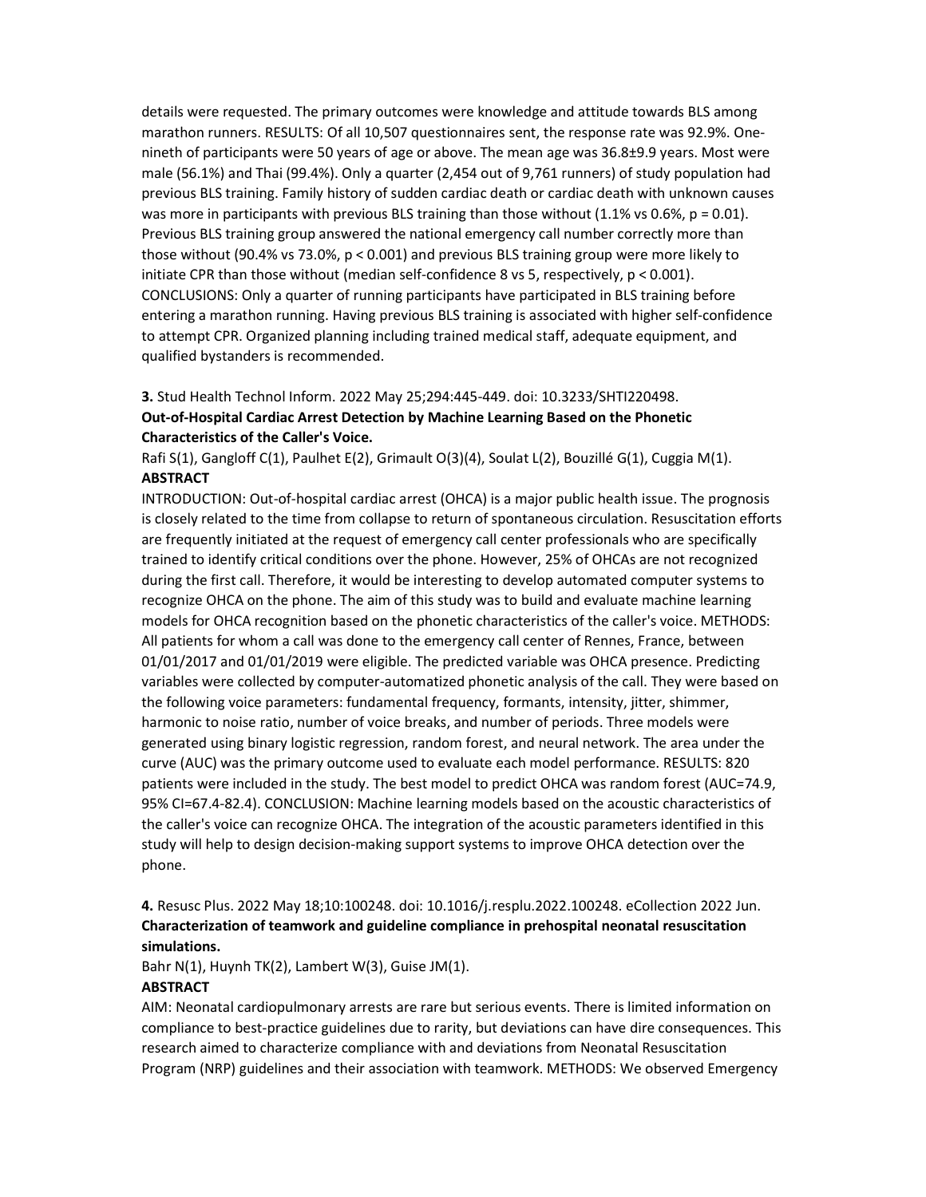details were requested. The primary outcomes were knowledge and attitude towards BLS among marathon runners. RESULTS: Of all 10,507 questionnaires sent, the response rate was 92.9%. One-nineth of participants were 50 years of age or above. The mean age was 36.8±9.9 years. Most were male (56.1%) and Thai (99.4%). Only a quarter (2,454 out of 9,761 runners) of study population had previous BLS training. Family history of sudden cardiac death or cardiac death with unknown causes was more in participants with previous BLS training than those without (1.1% vs 0.6%, $p = 0.01$). Previous BLS training group answered the national emergency call number correctly more than those without (90.4% vs 73.0%, $p < 0.001$) and previous BLS training group were more likely to initiate CPR than those without (median self-confidence 8 vs 5, respectively, $p < 0.001$). CONCLUSIONS: Only a quarter of running participants have participated in BLS training before entering a marathon running. Having previous BLS training is associated with higher self-confidence to attempt CPR. Organized planning including trained medical staff, adequate equipment, and qualified bystanders is recommended.

**3.** Stud Health Technol Inform. 2022 May 25;294:445-449. doi: 10.3233/SHTI220498.
**Out-of-Hospital Cardiac Arrest Detection by Machine Learning Based on the Phonetic Characteristics of the Caller's Voice.**

Rafi S(1), Gangloff C(1), Paulhet E(2), Grimault O(3)(4), Soulat L(2), Bouzillé G(1), Cuggia M(1).
**ABSTRACT**

INTRODUCTION: Out-of-hospital cardiac arrest (OHCA) is a major public health issue. The prognosis is closely related to the time from collapse to return of spontaneous circulation. Resuscitation efforts are frequently initiated at the request of emergency call center professionals who are specifically trained to identify critical conditions over the phone. However, 25% of OHCAs are not recognized during the first call. Therefore, it would be interesting to develop automated computer systems to recognize OHCA on the phone. The aim of this study was to build and evaluate machine learning models for OHCA recognition based on the phonetic characteristics of the caller's voice. METHODS: All patients for whom a call was done to the emergency call center of Rennes, France, between 01/01/2017 and 01/01/2019 were eligible. The predicted variable was OHCA presence. Predicting variables were collected by computer-automatized phonetic analysis of the call. They were based on the following voice parameters: fundamental frequency, formants, intensity, jitter, shimmer, harmonic to noise ratio, number of voice breaks, and number of periods. Three models were generated using binary logistic regression, random forest, and neural network. The area under the curve (AUC) was the primary outcome used to evaluate each model performance. RESULTS: 820 patients were included in the study. The best model to predict OHCA was random forest (AUC=74.9, 95% CI=67.4-82.4). CONCLUSION: Machine learning models based on the acoustic characteristics of the caller's voice can recognize OHCA. The integration of the acoustic parameters identified in this study will help to design decision-making support systems to improve OHCA detection over the phone.

**4.** Resusc Plus. 2022 May 18;10:100248. doi: 10.1016/j.resplu.2022.100248. eCollection 2022 Jun.
**Characterization of teamwork and guideline compliance in prehospital neonatal resuscitation simulations.**

Bahr N(1), Huynh TK(2), Lambert W(3), Guise JM(1).
**ABSTRACT**

AIM: Neonatal cardiopulmonary arrests are rare but serious events. There is limited information on compliance to best-practice guidelines due to rarity, but deviations can have dire consequences. This research aimed to characterize compliance with and deviations from Neonatal Resuscitation Program (NRP) guidelines and their association with teamwork. METHODS: We observed Emergency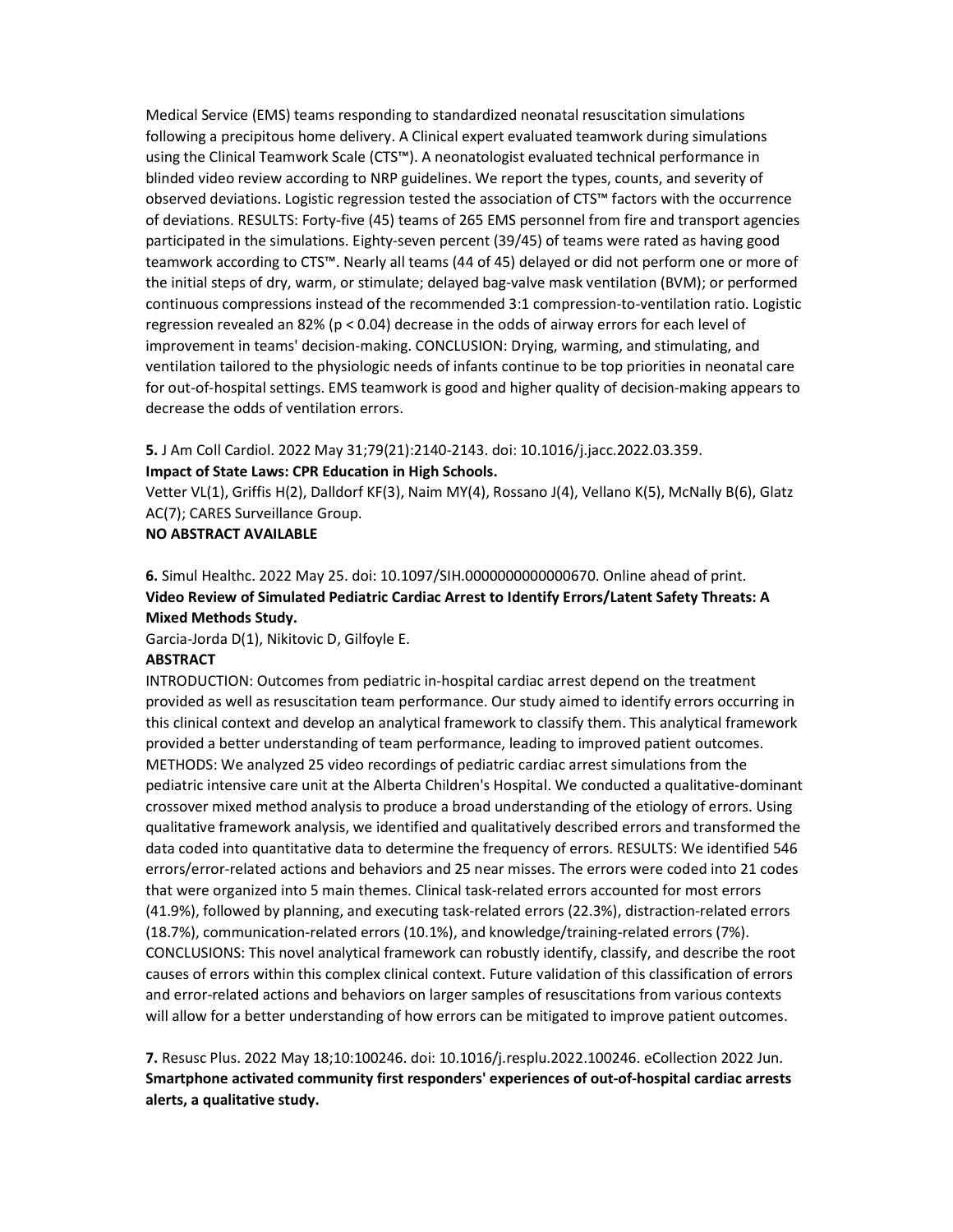Medical Service (EMS) teams responding to standardized neonatal resuscitation simulations following a precipitous home delivery. A Clinical expert evaluated teamwork during simulations using the Clinical Teamwork Scale (CTS™). A neonatologist evaluated technical performance in blinded video review according to NRP guidelines. We report the types, counts, and severity of observed deviations. Logistic regression tested the association of CTS™ factors with the occurrence of deviations. RESULTS: Forty-five (45) teams of 265 EMS personnel from fire and transport agencies participated in the simulations. Eighty-seven percent (39/45) of teams were rated as having good teamwork according to CTS™. Nearly all teams (44 of 45) delayed or did not perform one or more of the initial steps of dry, warm, or stimulate; delayed bag-valve mask ventilation (BVM); or performed continuous compressions instead of the recommended 3:1 compression-to-ventilation ratio. Logistic regression revealed an 82% ($p < 0.04$) decrease in the odds of airway errors for each level of improvement in teams' decision-making. CONCLUSION: Drying, warming, and stimulating, and ventilation tailored to the physiologic needs of infants continue to be top priorities in neonatal care for out-of-hospital settings. EMS teamwork is good and higher quality of decision-making appears to decrease the odds of ventilation errors.

**5.** J Am Coll Cardiol. 2022 May 31;79(21):2140-2143. doi: 10.1016/j.jacc.2022.03.359.
**Impact of State Laws: CPR Education in High Schools.**
Vetter VL(1), Griffis H(2), Dalldorf KF(3), Naim MY(4), Rossano J(4), Vellano K(5), McNally B(6), Glatz AC(7); CARES Surveillance Group.
**NO ABSTRACT AVAILABLE**

**6.** Simul Healthc. 2022 May 25. doi: 10.1097/SIH.0000000000000670. Online ahead of print.
**Video Review of Simulated Pediatric Cardiac Arrest to Identify Errors/Latent Safety Threats: A Mixed Methods Study.**
Garcia-Jorda D(1), Nikitovic D, Gilfoyle E.
**ABSTRACT**
INTRODUCTION: Outcomes from pediatric in-hospital cardiac arrest depend on the treatment provided as well as resuscitation team performance. Our study aimed to identify errors occurring in this clinical context and develop an analytical framework to classify them. This analytical framework provided a better understanding of team performance, leading to improved patient outcomes. METHODS: We analyzed 25 video recordings of pediatric cardiac arrest simulations from the pediatric intensive care unit at the Alberta Children's Hospital. We conducted a qualitative-dominant crossover mixed method analysis to produce a broad understanding of the etiology of errors. Using qualitative framework analysis, we identified and qualitatively described errors and transformed the data coded into quantitative data to determine the frequency of errors. RESULTS: We identified 546 errors/error-related actions and behaviors and 25 near misses. The errors were coded into 21 codes that were organized into 5 main themes. Clinical task-related errors accounted for most errors (41.9%), followed by planning, and executing task-related errors (22.3%), distraction-related errors (18.7%), communication-related errors (10.1%), and knowledge/training-related errors (7%). CONCLUSIONS: This novel analytical framework can robustly identify, classify, and describe the root causes of errors within this complex clinical context. Future validation of this classification of errors and error-related actions and behaviors on larger samples of resuscitations from various contexts will allow for a better understanding of how errors can be mitigated to improve patient outcomes.

**7.** Resusc Plus. 2022 May 18;10:100246. doi: 10.1016/j.resplu.2022.100246. eCollection 2022 Jun.
**Smartphone activated community first responders' experiences of out-of-hospital cardiac arrests alerts, a qualitative study.**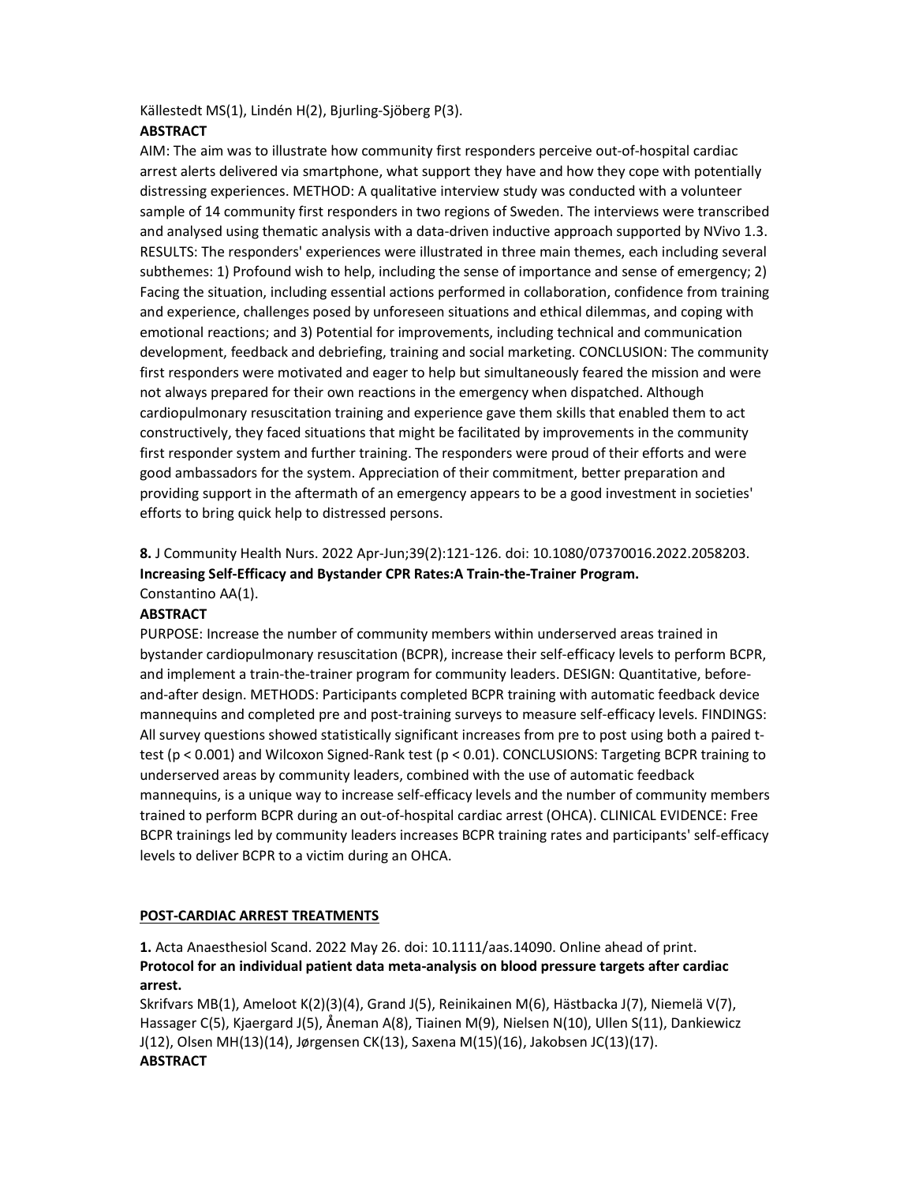Källestedt MS(1), Lindén H(2), Bjurling-Sjöberg P(3).

**ABSTRACT**

AIM: The aim was to illustrate how community first responders perceive out-of-hospital cardiac arrest alerts delivered via smartphone, what support they have and how they cope with potentially distressing experiences. METHOD: A qualitative interview study was conducted with a volunteer sample of 14 community first responders in two regions of Sweden. The interviews were transcribed and analysed using thematic analysis with a data-driven inductive approach supported by NVivo 1.3. RESULTS: The responders' experiences were illustrated in three main themes, each including several subthemes: 1) Profound wish to help, including the sense of importance and sense of emergency; 2) Facing the situation, including essential actions performed in collaboration, confidence from training and experience, challenges posed by unforeseen situations and ethical dilemmas, and coping with emotional reactions; and 3) Potential for improvements, including technical and communication development, feedback and debriefing, training and social marketing. CONCLUSION: The community first responders were motivated and eager to help but simultaneously feared the mission and were not always prepared for their own reactions in the emergency when dispatched. Although cardiopulmonary resuscitation training and experience gave them skills that enabled them to act constructively, they faced situations that might be facilitated by improvements in the community first responder system and further training. The responders were proud of their efforts and were good ambassadors for the system. Appreciation of their commitment, better preparation and providing support in the aftermath of an emergency appears to be a good investment in societies' efforts to bring quick help to distressed persons.

**8.** J Community Health Nurs. 2022 Apr-Jun;39(2):121-126. doi: 10.1080/07370016.2022.2058203.
**Increasing Self-Efficacy and Bystander CPR Rates:A Train-the-Trainer Program.**
Constantino AA(1).

**ABSTRACT**

PURPOSE: Increase the number of community members within underserved areas trained in bystander cardiopulmonary resuscitation (BCPR), increase their self-efficacy levels to perform BCPR, and implement a train-the-trainer program for community leaders. DESIGN: Quantitative, before-and-after design. METHODS: Participants completed BCPR training with automatic feedback device mannequins and completed pre and post-training surveys to measure self-efficacy levels. FINDINGS: All survey questions showed statistically significant increases from pre to post using both a paired t-test ($p < 0.001$) and Wilcoxon Signed-Rank test ($p < 0.01$). CONCLUSIONS: Targeting BCPR training to underserved areas by community leaders, combined with the use of automatic feedback mannequins, is a unique way to increase self-efficacy levels and the number of community members trained to perform BCPR during an out-of-hospital cardiac arrest (OHCA). CLINICAL EVIDENCE: Free BCPR trainings led by community leaders increases BCPR training rates and participants' self-efficacy levels to deliver BCPR to a victim during an OHCA.

## POST-CARDIAC ARREST TREATMENTS

**1.** Acta Anaesthesiol Scand. 2022 May 26. doi: 10.1111/aas.14090. Online ahead of print.
**Protocol for an individual patient data meta-analysis on blood pressure targets after cardiac arrest.**
Skrifvars MB(1), Ameloot K(2)(3)(4), Grand J(5), Reinikainen M(6), Hästbacka J(7), Niemelä V(7), Hassager C(5), Kjaergard J(5), Åneman A(8), Tiainen M(9), Nielsen N(10), Ullen S(11), Dankiewicz J(12), Olsen MH(13)(14), Jørgensen CK(13), Saxena M(15)(16), Jakobsen JC(13)(17).

**ABSTRACT**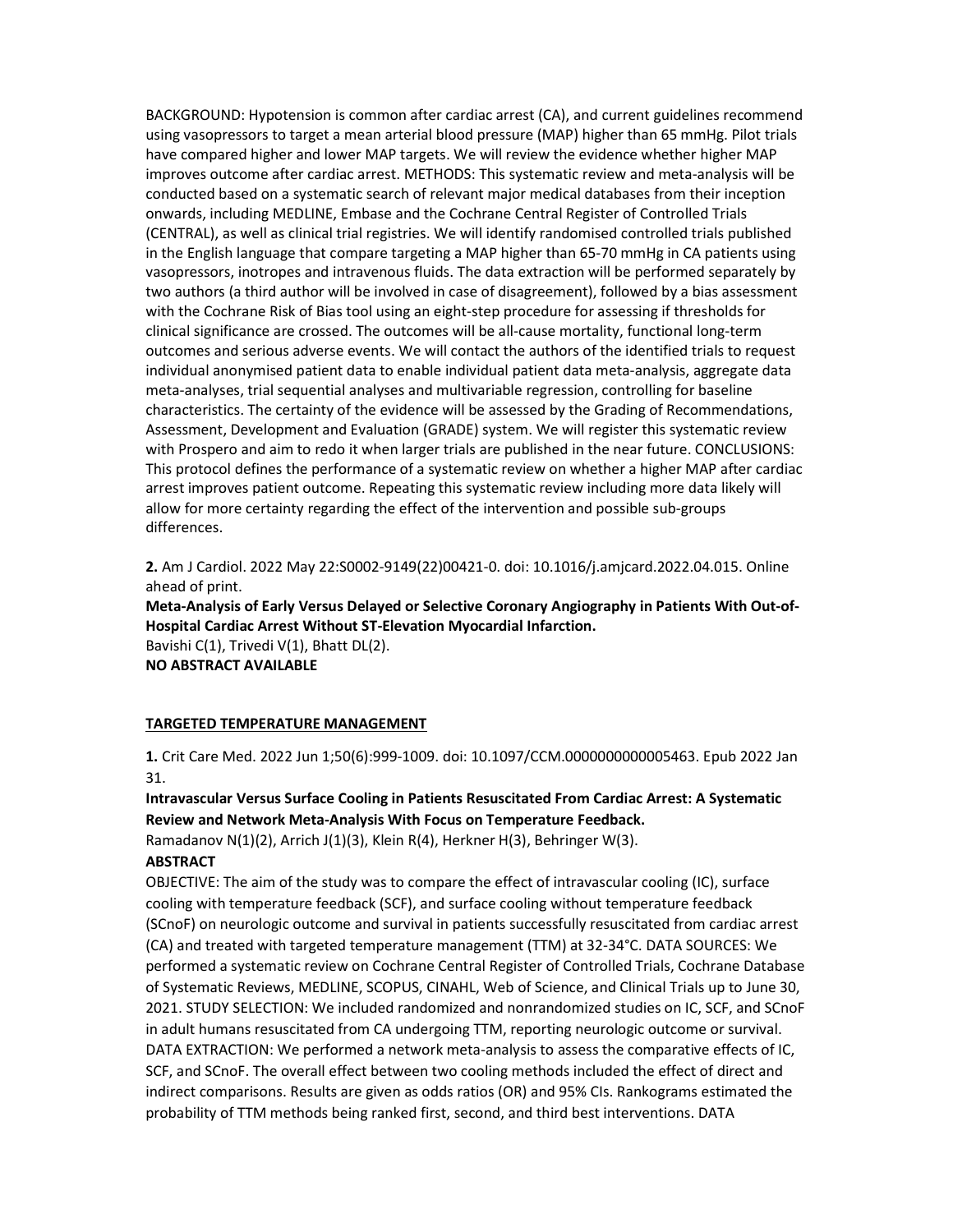BACKGROUND: Hypotension is common after cardiac arrest (CA), and current guidelines recommend using vasopressors to target a mean arterial blood pressure (MAP) higher than 65 mmHg. Pilot trials have compared higher and lower MAP targets. We will review the evidence whether higher MAP improves outcome after cardiac arrest. METHODS: This systematic review and meta-analysis will be conducted based on a systematic search of relevant major medical databases from their inception onwards, including MEDLINE, Embase and the Cochrane Central Register of Controlled Trials (CENTRAL), as well as clinical trial registries. We will identify randomised controlled trials published in the English language that compare targeting a MAP higher than 65-70 mmHg in CA patients using vasopressors, inotropes and intravenous fluids. The data extraction will be performed separately by two authors (a third author will be involved in case of disagreement), followed by a bias assessment with the Cochrane Risk of Bias tool using an eight-step procedure for assessing if thresholds for clinical significance are crossed. The outcomes will be all-cause mortality, functional long-term outcomes and serious adverse events. We will contact the authors of the identified trials to request individual anonymised patient data to enable individual patient data meta-analysis, aggregate data meta-analyses, trial sequential analyses and multivariable regression, controlling for baseline characteristics. The certainty of the evidence will be assessed by the Grading of Recommendations, Assessment, Development and Evaluation (GRADE) system. We will register this systematic review with Prospero and aim to redo it when larger trials are published in the near future. CONCLUSIONS: This protocol defines the performance of a systematic review on whether a higher MAP after cardiac arrest improves patient outcome. Repeating this systematic review including more data likely will allow for more certainty regarding the effect of the intervention and possible sub-groups differences.

**2.** Am J Cardiol. 2022 May 22:S0002-9149(22)00421-0. doi: 10.1016/j.amjcard.2022.04.015. Online ahead of print.

**Meta-Analysis of Early Versus Delayed or Selective Coronary Angiography in Patients With Out-of-Hospital Cardiac Arrest Without ST-Elevation Myocardial Infarction.**

Bavishi C(1), Trivedi V(1), Bhatt DL(2).

**NO ABSTRACT AVAILABLE**

## TARGETED TEMPERATURE MANAGEMENT

**1.** Crit Care Med. 2022 Jun 1;50(6):999-1009. doi: 10.1097/CCM.0000000000005463. Epub 2022 Jan 31.

**Intravascular Versus Surface Cooling in Patients Resuscitated From Cardiac Arrest: A Systematic Review and Network Meta-Analysis With Focus on Temperature Feedback.**

Ramadanov N(1)(2), Arrich J(1)(3), Klein R(4), Herkner H(3), Behringer W(3).

**ABSTRACT**

OBJECTIVE: The aim of the study was to compare the effect of intravascular cooling (IC), surface cooling with temperature feedback (SCF), and surface cooling without temperature feedback (SCnoF) on neurologic outcome and survival in patients successfully resuscitated from cardiac arrest (CA) and treated with targeted temperature management (TTM) at 32-34°C. DATA SOURCES: We performed a systematic review on Cochrane Central Register of Controlled Trials, Cochrane Database of Systematic Reviews, MEDLINE, SCOPUS, CINAHL, Web of Science, and Clinical Trials up to June 30, 2021. STUDY SELECTION: We included randomized and nonrandomized studies on IC, SCF, and SCnoF in adult humans resuscitated from CA undergoing TTM, reporting neurologic outcome or survival. DATA EXTRACTION: We performed a network meta-analysis to assess the comparative effects of IC, SCF, and SCnoF. The overall effect between two cooling methods included the effect of direct and indirect comparisons. Results are given as odds ratios (OR) and 95% CIs. Rankograms estimated the probability of TTM methods being ranked first, second, and third best interventions. DATA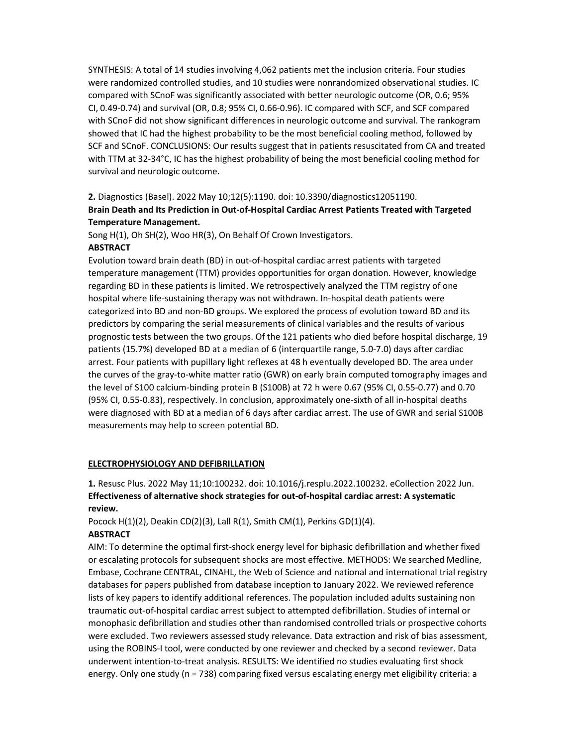SYNTHESIS: A total of 14 studies involving 4,062 patients met the inclusion criteria. Four studies were randomized controlled studies, and 10 studies were nonrandomized observational studies. IC compared with SCnoF was significantly associated with better neurologic outcome (OR, 0.6; 95% CI, 0.49-0.74) and survival (OR, 0.8; 95% CI, 0.66-0.96). IC compared with SCF, and SCF compared with SCnoF did not show significant differences in neurologic outcome and survival. The rankogram showed that IC had the highest probability to be the most beneficial cooling method, followed by SCF and SCnoF. CONCLUSIONS: Our results suggest that in patients resuscitated from CA and treated with TTM at 32-34°C, IC has the highest probability of being the most beneficial cooling method for survival and neurologic outcome.

**2.** Diagnostics (Basel). 2022 May 10;12(5):1190. doi: 10.3390/diagnostics12051190.

**Brain Death and Its Prediction in Out-of-Hospital Cardiac Arrest Patients Treated with Targeted Temperature Management.**

Song H(1), Oh SH(2), Woo HR(3), On Behalf Of Crown Investigators.

**ABSTRACT**

Evolution toward brain death (BD) in out-of-hospital cardiac arrest patients with targeted temperature management (TTM) provides opportunities for organ donation. However, knowledge regarding BD in these patients is limited. We retrospectively analyzed the TTM registry of one hospital where life-sustaining therapy was not withdrawn. In-hospital death patients were categorized into BD and non-BD groups. We explored the process of evolution toward BD and its predictors by comparing the serial measurements of clinical variables and the results of various prognostic tests between the two groups. Of the 121 patients who died before hospital discharge, 19 patients (15.7%) developed BD at a median of 6 (interquartile range, 5.0-7.0) days after cardiac arrest. Four patients with pupillary light reflexes at 48 h eventually developed BD. The area under the curves of the gray-to-white matter ratio (GWR) on early brain computed tomography images and the level of S100 calcium-binding protein B (S100B) at 72 h were 0.67 (95% CI, 0.55-0.77) and 0.70 (95% CI, 0.55-0.83), respectively. In conclusion, approximately one-sixth of all in-hospital deaths were diagnosed with BD at a median of 6 days after cardiac arrest. The use of GWR and serial S100B measurements may help to screen potential BD.

## ELECTROPHYSIOLOGY AND DEFIBRILLATION

**1.** Resusc Plus. 2022 May 11;10:100232. doi: 10.1016/j.resplu.2022.100232. eCollection 2022 Jun.

**Effectiveness of alternative shock strategies for out-of-hospital cardiac arrest: A systematic review.**

Pocock H(1)(2), Deakin CD(2)(3), Lall R(1), Smith CM(1), Perkins GD(1)(4).

**ABSTRACT**

AIM: To determine the optimal first-shock energy level for biphasic defibrillation and whether fixed or escalating protocols for subsequent shocks are most effective. METHODS: We searched Medline, Embase, Cochrane CENTRAL, CINAHL, the Web of Science and national and international trial registry databases for papers published from database inception to January 2022. We reviewed reference lists of key papers to identify additional references. The population included adults sustaining non traumatic out-of-hospital cardiac arrest subject to attempted defibrillation. Studies of internal or monophasic defibrillation and studies other than randomised controlled trials or prospective cohorts were excluded. Two reviewers assessed study relevance. Data extraction and risk of bias assessment, using the ROBINS-I tool, were conducted by one reviewer and checked by a second reviewer. Data underwent intention-to-treat analysis. RESULTS: We identified no studies evaluating first shock energy. Only one study (n = 738) comparing fixed versus escalating energy met eligibility criteria: a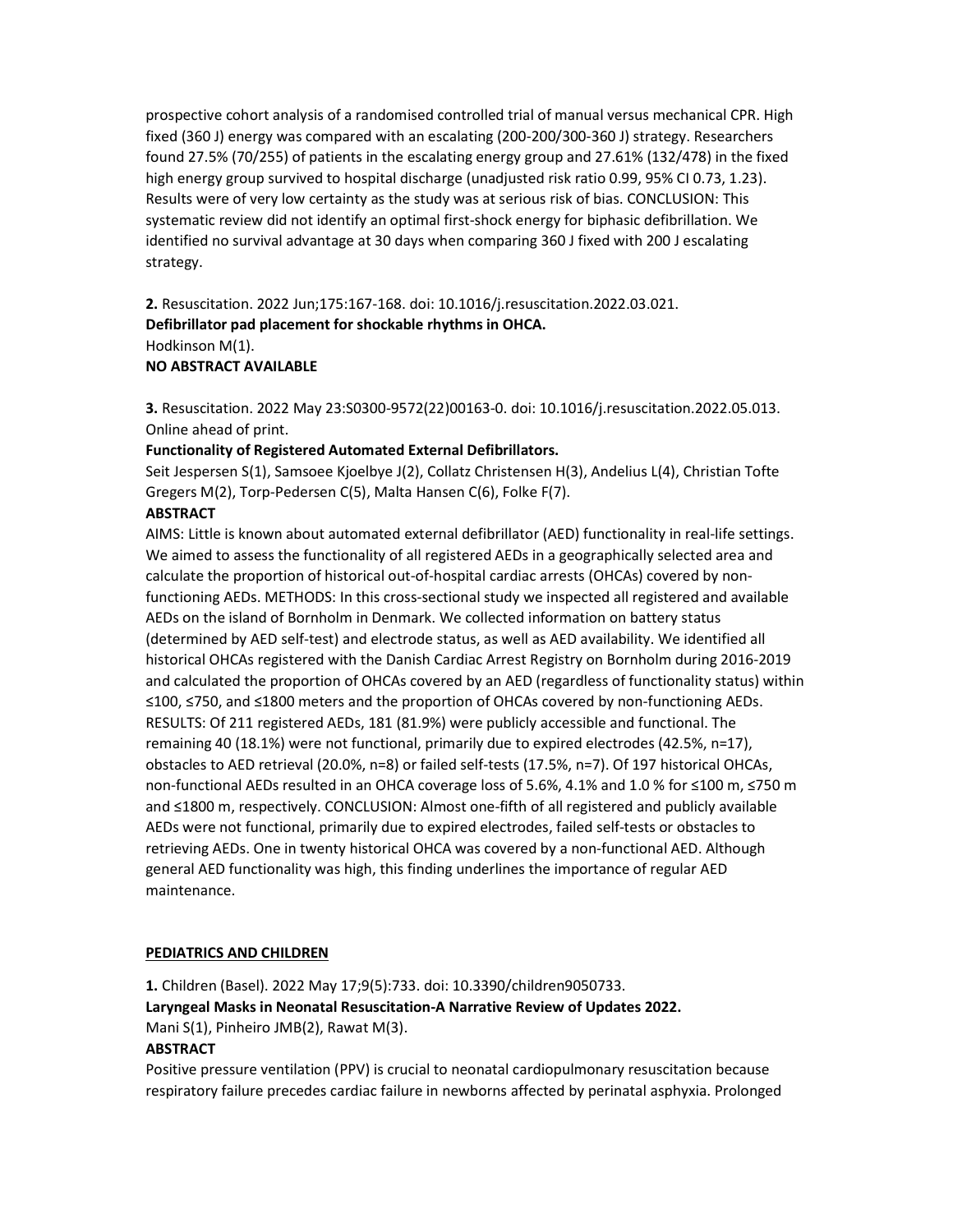prospective cohort analysis of a randomised controlled trial of manual versus mechanical CPR. High fixed (360 J) energy was compared with an escalating (200-200/300-360 J) strategy. Researchers found 27.5% (70/255) of patients in the escalating energy group and 27.61% (132/478) in the fixed high energy group survived to hospital discharge (unadjusted risk ratio 0.99, 95% CI 0.73, 1.23). Results were of very low certainty as the study was at serious risk of bias. CONCLUSION: This systematic review did not identify an optimal first-shock energy for biphasic defibrillation. We identified no survival advantage at 30 days when comparing 360 J fixed with 200 J escalating strategy.

**2.** Resuscitation. 2022 Jun;175:167-168. doi: 10.1016/j.resuscitation.2022.03.021.
**Defibrillator pad placement for shockable rhythms in OHCA.**
Hodkinson M(1).
**NO ABSTRACT AVAILABLE**

**3.** Resuscitation. 2022 May 23:S0300-9572(22)00163-0. doi: 10.1016/j.resuscitation.2022.05.013. Online ahead of print.
**Functionality of Registered Automated External Defibrillators.**
Seit Jespersen S(1), Samsoee Kjoelbye J(2), Collatz Christensen H(3), Andelius L(4), Christian Tofte Gregers M(2), Torp-Pedersen C(5), Malta Hansen C(6), Folke F(7).
**ABSTRACT**
AIMS: Little is known about automated external defibrillator (AED) functionality in real-life settings. We aimed to assess the functionality of all registered AEDs in a geographically selected area and calculate the proportion of historical out-of-hospital cardiac arrests (OHCAs) covered by non-functioning AEDs. METHODS: In this cross-sectional study we inspected all registered and available AEDs on the island of Bornholm in Denmark. We collected information on battery status (determined by AED self-test) and electrode status, as well as AED availability. We identified all historical OHCAs registered with the Danish Cardiac Arrest Registry on Bornholm during 2016-2019 and calculated the proportion of OHCAs covered by an AED (regardless of functionality status) within ≤100, ≤750, and ≤1800 meters and the proportion of OHCAs covered by non-functioning AEDs. RESULTS: Of 211 registered AEDs, 181 (81.9%) were publicly accessible and functional. The remaining 40 (18.1%) were not functional, primarily due to expired electrodes (42.5%, n=17), obstacles to AED retrieval (20.0%, n=8) or failed self-tests (17.5%, n=7). Of 197 historical OHCAs, non-functional AEDs resulted in an OHCA coverage loss of 5.6%, 4.1% and 1.0 % for ≤100 m, ≤750 m and ≤1800 m, respectively. CONCLUSION: Almost one-fifth of all registered and publicly available AEDs were not functional, primarily due to expired electrodes, failed self-tests or obstacles to retrieving AEDs. One in twenty historical OHCA was covered by a non-functional AED. Although general AED functionality was high, this finding underlines the importance of regular AED maintenance.

## PEDIATRICS AND CHILDREN

**1.** Children (Basel). 2022 May 17;9(5):733. doi: 10.3390/children9050733.
**Laryngeal Masks in Neonatal Resuscitation-A Narrative Review of Updates 2022.**
Mani S(1), Pinheiro JMB(2), Rawat M(3).
**ABSTRACT**
Positive pressure ventilation (PPV) is crucial to neonatal cardiopulmonary resuscitation because respiratory failure precedes cardiac failure in newborns affected by perinatal asphyxia. Prolonged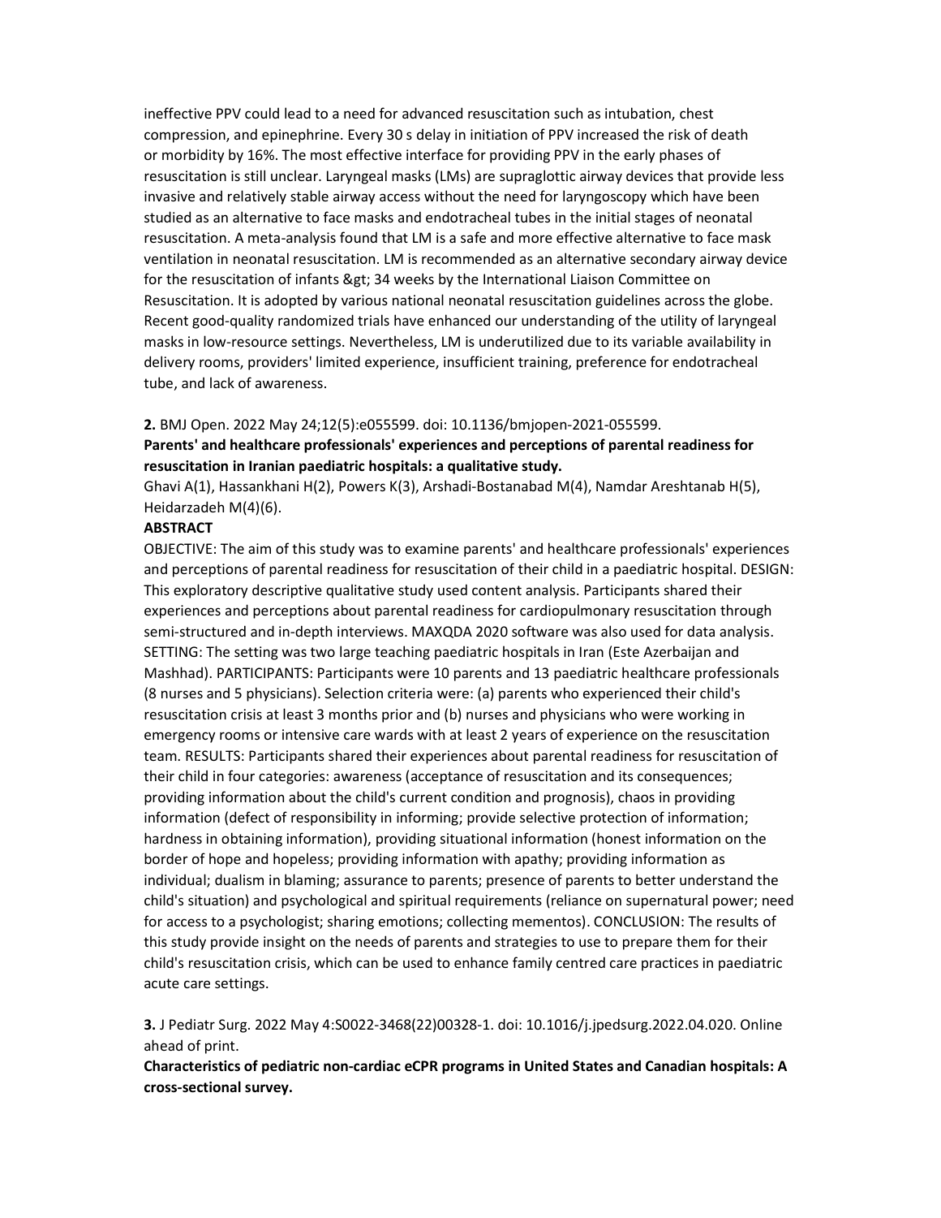ineffective PPV could lead to a need for advanced resuscitation such as intubation, chest compression, and epinephrine. Every 30 s delay in initiation of PPV increased the risk of death or morbidity by 16%. The most effective interface for providing PPV in the early phases of resuscitation is still unclear. Laryngeal masks (LMs) are supraglottic airway devices that provide less invasive and relatively stable airway access without the need for laryngoscopy which have been studied as an alternative to face masks and endotracheal tubes in the initial stages of neonatal resuscitation. A meta-analysis found that LM is a safe and more effective alternative to face mask ventilation in neonatal resuscitation. LM is recommended as an alternative secondary airway device for the resuscitation of infants &gt; 34 weeks by the International Liaison Committee on Resuscitation. It is adopted by various national neonatal resuscitation guidelines across the globe. Recent good-quality randomized trials have enhanced our understanding of the utility of laryngeal masks in low-resource settings. Nevertheless, LM is underutilized due to its variable availability in delivery rooms, providers' limited experience, insufficient training, preference for endotracheal tube, and lack of awareness.

**2.** BMJ Open. 2022 May 24;12(5):e055599. doi: 10.1136/bmjopen-2021-055599.

**Parents' and healthcare professionals' experiences and perceptions of parental readiness for resuscitation in Iranian paediatric hospitals: a qualitative study.**

Ghavi A(1), Hassankhani H(2), Powers K(3), Arshadi-Bostanabad M(4), Namdar Areshtanab H(5), Heidarzadeh M(4)(6).

**ABSTRACT**

OBJECTIVE: The aim of this study was to examine parents' and healthcare professionals' experiences and perceptions of parental readiness for resuscitation of their child in a paediatric hospital. DESIGN: This exploratory descriptive qualitative study used content analysis. Participants shared their experiences and perceptions about parental readiness for cardiopulmonary resuscitation through semi-structured and in-depth interviews. MAXQDA 2020 software was also used for data analysis. SETTING: The setting was two large teaching paediatric hospitals in Iran (Este Azerbaijan and Mashhad). PARTICIPANTS: Participants were 10 parents and 13 paediatric healthcare professionals (8 nurses and 5 physicians). Selection criteria were: (a) parents who experienced their child's resuscitation crisis at least 3 months prior and (b) nurses and physicians who were working in emergency rooms or intensive care wards with at least 2 years of experience on the resuscitation team. RESULTS: Participants shared their experiences about parental readiness for resuscitation of their child in four categories: awareness (acceptance of resuscitation and its consequences; providing information about the child's current condition and prognosis), chaos in providing information (defect of responsibility in informing; provide selective protection of information; hardness in obtaining information), providing situational information (honest information on the border of hope and hopeless; providing information with apathy; providing information as individual; dualism in blaming; assurance to parents; presence of parents to better understand the child's situation) and psychological and spiritual requirements (reliance on supernatural power; need for access to a psychologist; sharing emotions; collecting mementos). CONCLUSION: The results of this study provide insight on the needs of parents and strategies to use to prepare them for their child's resuscitation crisis, which can be used to enhance family centred care practices in paediatric acute care settings.

**3.** J Pediatr Surg. 2022 May 4:S0022-3468(22)00328-1. doi: 10.1016/j.jpedsurg.2022.04.020. Online ahead of print.

**Characteristics of pediatric non-cardiac eCPR programs in United States and Canadian hospitals: A cross-sectional survey.**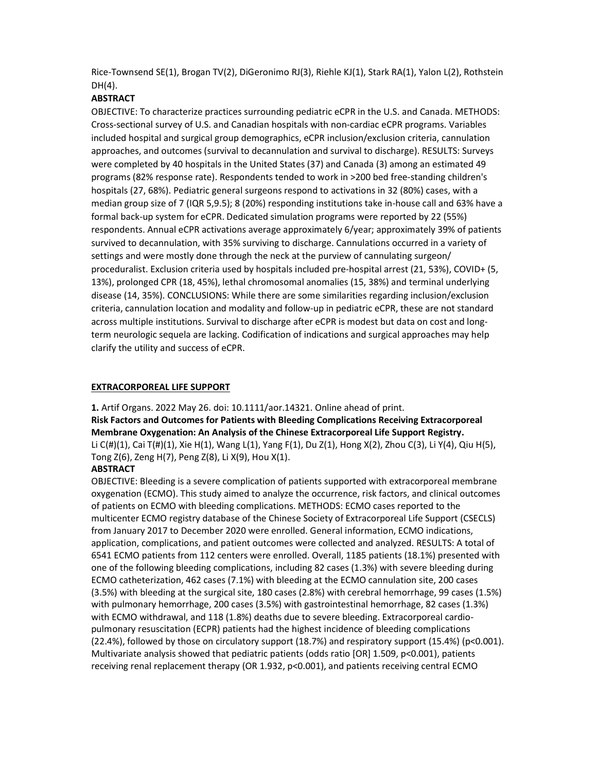Rice-Townsend SE(1), Brogan TV(2), DiGeronimo RJ(3), Riehle KJ(1), Stark RA(1), Yalon L(2), Rothstein DH(4).

**ABSTRACT**

OBJECTIVE: To characterize practices surrounding pediatric eCPR in the U.S. and Canada. METHODS: Cross-sectional survey of U.S. and Canadian hospitals with non-cardiac eCPR programs. Variables included hospital and surgical group demographics, eCPR inclusion/exclusion criteria, cannulation approaches, and outcomes (survival to decannulation and survival to discharge). RESULTS: Surveys were completed by 40 hospitals in the United States (37) and Canada (3) among an estimated 49 programs (82% response rate). Respondents tended to work in >200 bed free-standing children's hospitals (27, 68%). Pediatric general surgeons respond to activations in 32 (80%) cases, with a median group size of 7 (IQR 5,9.5); 8 (20%) responding institutions take in-house call and 63% have a formal back-up system for eCPR. Dedicated simulation programs were reported by 22 (55%) respondents. Annual eCPR activations average approximately 6/year; approximately 39% of patients survived to decannulation, with 35% surviving to discharge. Cannulations occurred in a variety of settings and were mostly done through the neck at the purview of cannulating surgeon/ proceduralist. Exclusion criteria used by hospitals included pre-hospital arrest (21, 53%), COVID+ (5, 13%), prolonged CPR (18, 45%), lethal chromosomal anomalies (15, 38%) and terminal underlying disease (14, 35%). CONCLUSIONS: While there are some similarities regarding inclusion/exclusion criteria, cannulation location and modality and follow-up in pediatric eCPR, these are not standard across multiple institutions. Survival to discharge after eCPR is modest but data on cost and long-term neurologic sequela are lacking. Codification of indications and surgical approaches may help clarify the utility and success of eCPR.

## EXTRACORPOREAL LIFE SUPPORT

**1.** Artif Organs. 2022 May 26. doi: 10.1111/aor.14321. Online ahead of print.

**Risk Factors and Outcomes for Patients with Bleeding Complications Receiving Extracorporeal Membrane Oxygenation: An Analysis of the Chinese Extracorporeal Life Support Registry.**

Li C(#)(1), Cai T(#)(1), Xie H(1), Wang L(1), Yang F(1), Du Z(1), Hong X(2), Zhou C(3), Li Y(4), Qiu H(5), Tong Z(6), Zeng H(7), Peng Z(8), Li X(9), Hou X(1).

**ABSTRACT**

OBJECTIVE: Bleeding is a severe complication of patients supported with extracorporeal membrane oxygenation (ECMO). This study aimed to analyze the occurrence, risk factors, and clinical outcomes of patients on ECMO with bleeding complications. METHODS: ECMO cases reported to the multicenter ECMO registry database of the Chinese Society of Extracorporeal Life Support (CSECLS) from January 2017 to December 2020 were enrolled. General information, ECMO indications, application, complications, and patient outcomes were collected and analyzed. RESULTS: A total of 6541 ECMO patients from 112 centers were enrolled. Overall, 1185 patients (18.1%) presented with one of the following bleeding complications, including 82 cases (1.3%) with severe bleeding during ECMO catheterization, 462 cases (7.1%) with bleeding at the ECMO cannulation site, 200 cases (3.5%) with bleeding at the surgical site, 180 cases (2.8%) with cerebral hemorrhage, 99 cases (1.5%) with pulmonary hemorrhage, 200 cases (3.5%) with gastrointestinal hemorrhage, 82 cases (1.3%) with ECMO withdrawal, and 118 (1.8%) deaths due to severe bleeding. Extracorporeal cardio-pulmonary resuscitation (ECPR) patients had the highest incidence of bleeding complications (22.4%), followed by those on circulatory support (18.7%) and respiratory support (15.4%) ($p<0.001$). Multivariate analysis showed that pediatric patients (odds ratio [OR] 1.509, $p<0.001$), patients receiving renal replacement therapy (OR 1.932, $p<0.001$), and patients receiving central ECMO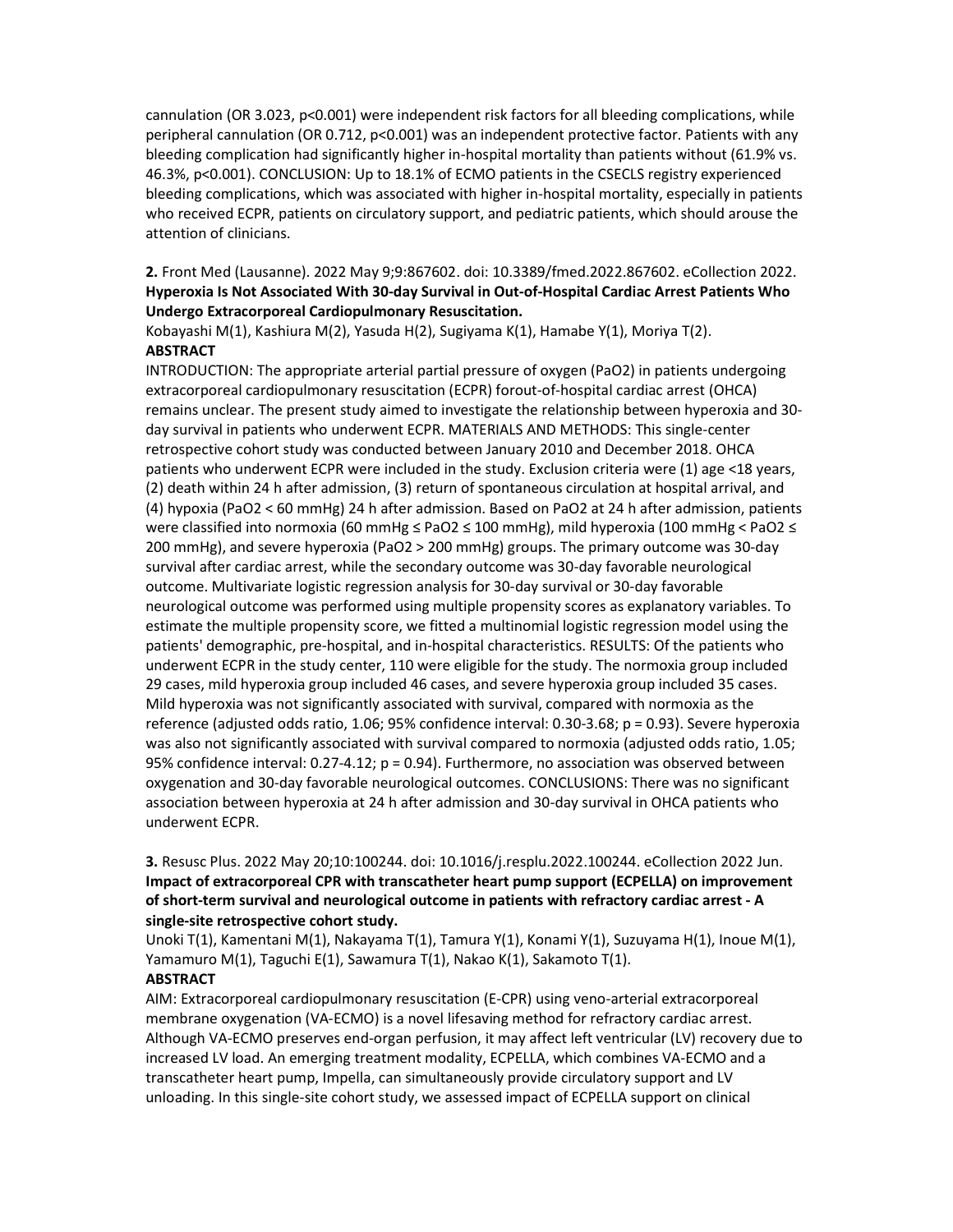cannulation (OR 3.023, p<0.001) were independent risk factors for all bleeding complications, while peripheral cannulation (OR 0.712, p<0.001) was an independent protective factor. Patients with any bleeding complication had significantly higher in-hospital mortality than patients without (61.9% vs. 46.3%, p<0.001). CONCLUSION: Up to 18.1% of ECMO patients in the CSECLS registry experienced bleeding complications, which was associated with higher in-hospital mortality, especially in patients who received ECPR, patients on circulatory support, and pediatric patients, which should arouse the attention of clinicians.

**2.** Front Med (Lausanne). 2022 May 9;9:867602. doi: 10.3389/fmed.2022.867602. eCollection 2022.
**Hyperoxia Is Not Associated With 30-day Survival in Out-of-Hospital Cardiac Arrest Patients Who Undergo Extracorporeal Cardiopulmonary Resuscitation.**
Kobayashi M(1), Kashiura M(2), Yasuda H(2), Sugiyama K(1), Hamabe Y(1), Moriya T(2).
**ABSTRACT**
INTRODUCTION: The appropriate arterial partial pressure of oxygen ($PaO_2$) in patients undergoing extracorporeal cardiopulmonary resuscitation (ECPR) forout-of-hospital cardiac arrest (OHCA) remains unclear. The present study aimed to investigate the relationship between hyperoxia and 30-day survival in patients who underwent ECPR. MATERIALS AND METHODS: This single-center retrospective cohort study was conducted between January 2010 and December 2018. OHCA patients who underwent ECPR were included in the study. Exclusion criteria were (1) age <18 years, (2) death within 24 h after admission, (3) return of spontaneous circulation at hospital arrival, and (4) hypoxia ($PaO_2$ < 60 mmHg) 24 h after admission. Based on $PaO_2$ at 24 h after admission, patients were classified into normoxia (60 mmHg ≤ $PaO_2$ ≤ 100 mmHg), mild hyperoxia (100 mmHg < $PaO_2$ ≤ 200 mmHg), and severe hyperoxia ($PaO_2$ > 200 mmHg) groups. The primary outcome was 30-day survival after cardiac arrest, while the secondary outcome was 30-day favorable neurological outcome. Multivariate logistic regression analysis for 30-day survival or 30-day favorable neurological outcome was performed using multiple propensity scores as explanatory variables. To estimate the multiple propensity score, we fitted a multinomial logistic regression model using the patients' demographic, pre-hospital, and in-hospital characteristics. RESULTS: Of the patients who underwent ECPR in the study center, 110 were eligible for the study. The normoxia group included 29 cases, mild hyperoxia group included 46 cases, and severe hyperoxia group included 35 cases. Mild hyperoxia was not significantly associated with survival, compared with normoxia as the reference (adjusted odds ratio, 1.06; 95% confidence interval: 0.30-3.68; p = 0.93). Severe hyperoxia was also not significantly associated with survival compared to normoxia (adjusted odds ratio, 1.05; 95% confidence interval: 0.27-4.12; p = 0.94). Furthermore, no association was observed between oxygenation and 30-day favorable neurological outcomes. CONCLUSIONS: There was no significant association between hyperoxia at 24 h after admission and 30-day survival in OHCA patients who underwent ECPR.

**3.** Resusc Plus. 2022 May 20;10:100244. doi: 10.1016/j.resplu.2022.100244. eCollection 2022 Jun.
**Impact of extracorporeal CPR with transcatheter heart pump support (ECPELLA) on improvement of short-term survival and neurological outcome in patients with refractory cardiac arrest - A single-site retrospective cohort study.**
Unoki T(1), Kamentani M(1), Nakayama T(1), Tamura Y(1), Konami Y(1), Suzuyama H(1), Inoue M(1), Yamamuro M(1), Taguchi E(1), Sawamura T(1), Nakao K(1), Sakamoto T(1).
**ABSTRACT**
AIM: Extracorporeal cardiopulmonary resuscitation (E-CPR) using veno-arterial extracorporeal membrane oxygenation (VA-ECMO) is a novel lifesaving method for refractory cardiac arrest. Although VA-ECMO preserves end-organ perfusion, it may affect left ventricular (LV) recovery due to increased LV load. An emerging treatment modality, ECPELLA, which combines VA-ECMO and a transcatheter heart pump, Impella, can simultaneously provide circulatory support and LV unloading. In this single-site cohort study, we assessed impact of ECPELLA support on clinical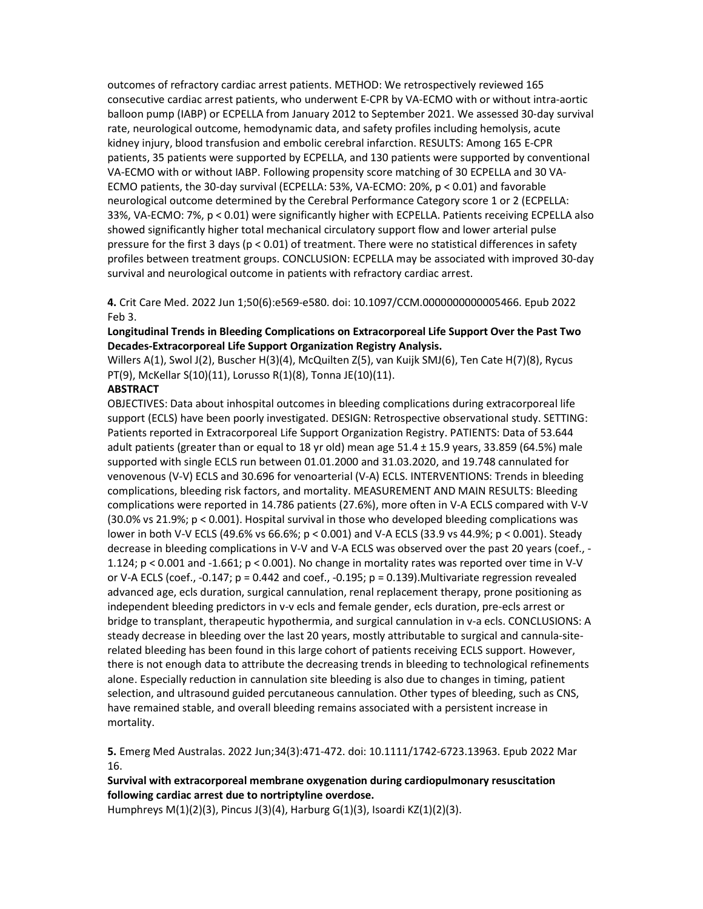outcomes of refractory cardiac arrest patients. METHOD: We retrospectively reviewed 165 consecutive cardiac arrest patients, who underwent E-CPR by VA-ECMO with or without intra-aortic balloon pump (IABP) or ECPELLA from January 2012 to September 2021. We assessed 30-day survival rate, neurological outcome, hemodynamic data, and safety profiles including hemolysis, acute kidney injury, blood transfusion and embolic cerebral infarction. RESULTS: Among 165 E-CPR patients, 35 patients were supported by ECPELLA, and 130 patients were supported by conventional VA-ECMO with or without IABP. Following propensity score matching of 30 ECPELLA and 30 VA-ECMO patients, the 30-day survival (ECPELLA: 53%, VA-ECMO: 20%, $p < 0.01$) and favorable neurological outcome determined by the Cerebral Performance Category score 1 or 2 (ECPELLA: 33%, VA-ECMO: 7%, $p < 0.01$) were significantly higher with ECPELLA. Patients receiving ECPELLA also showed significantly higher total mechanical circulatory support flow and lower arterial pulse pressure for the first 3 days ($p < 0.01$) of treatment. There were no statistical differences in safety profiles between treatment groups. CONCLUSION: ECPELLA may be associated with improved 30-day survival and neurological outcome in patients with refractory cardiac arrest.

**4.** Crit Care Med. 2022 Jun 1;50(6):e569-e580. doi: 10.1097/CCM.0000000000005466. Epub 2022 Feb 3.

**Longitudinal Trends in Bleeding Complications on Extracorporeal Life Support Over the Past Two Decades-Extracorporeal Life Support Organization Registry Analysis.**

Willers A(1), Swol J(2), Buscher H(3)(4), McQuilten Z(5), van Kuijk SMJ(6), Ten Cate H(7)(8), Rycus PT(9), McKellar S(10)(11), Lorusso R(1)(8), Tonna JE(10)(11).

**ABSTRACT**

OBJECTIVES: Data about inhospital outcomes in bleeding complications during extracorporeal life support (ECLS) have been poorly investigated. DESIGN: Retrospective observational study. SETTING: Patients reported in Extracorporeal Life Support Organization Registry. PATIENTS: Data of 53.644 adult patients (greater than or equal to 18 yr old) mean age 51.4 ± 15.9 years, 33.859 (64.5%) male supported with single ECLS run between 01.01.2000 and 31.03.2020, and 19.748 cannulated for venovenous (V-V) ECLS and 30.696 for venoarterial (V-A) ECLS. INTERVENTIONS: Trends in bleeding complications, bleeding risk factors, and mortality. MEASUREMENT AND MAIN RESULTS: Bleeding complications were reported in 14.786 patients (27.6%), more often in V-A ECLS compared with V-V (30.0% vs 21.9%; $p < 0.001$). Hospital survival in those who developed bleeding complications was lower in both V-V ECLS (49.6% vs 66.6%; $p < 0.001$) and V-A ECLS (33.9 vs 44.9%; $p < 0.001$). Steady decrease in bleeding complications in V-V and V-A ECLS was observed over the past 20 years (coef., -1.124; $p < 0.001$ and -1.661; $p < 0.001$). No change in mortality rates was reported over time in V-V or V-A ECLS (coef., -0.147; $p = 0.442$ and coef., -0.195; $p = 0.139$).Multivariate regression revealed advanced age, ecls duration, surgical cannulation, renal replacement therapy, prone positioning as independent bleeding predictors in v-v ecls and female gender, ecls duration, pre-ecls arrest or bridge to transplant, therapeutic hypothermia, and surgical cannulation in v-a ecls. CONCLUSIONS: A steady decrease in bleeding over the last 20 years, mostly attributable to surgical and cannula-site-related bleeding has been found in this large cohort of patients receiving ECLS support. However, there is not enough data to attribute the decreasing trends in bleeding to technological refinements alone. Especially reduction in cannulation site bleeding is also due to changes in timing, patient selection, and ultrasound guided percutaneous cannulation. Other types of bleeding, such as CNS, have remained stable, and overall bleeding remains associated with a persistent increase in mortality.

**5.** Emerg Med Australas. 2022 Jun;34(3):471-472. doi: 10.1111/1742-6723.13963. Epub 2022 Mar 16.

**Survival with extracorporeal membrane oxygenation during cardiopulmonary resuscitation following cardiac arrest due to nortriptyline overdose.**

Humphreys M(1)(2)(3), Pincus J(3)(4), Harburg G(1)(3), Isoardi KZ(1)(2)(3).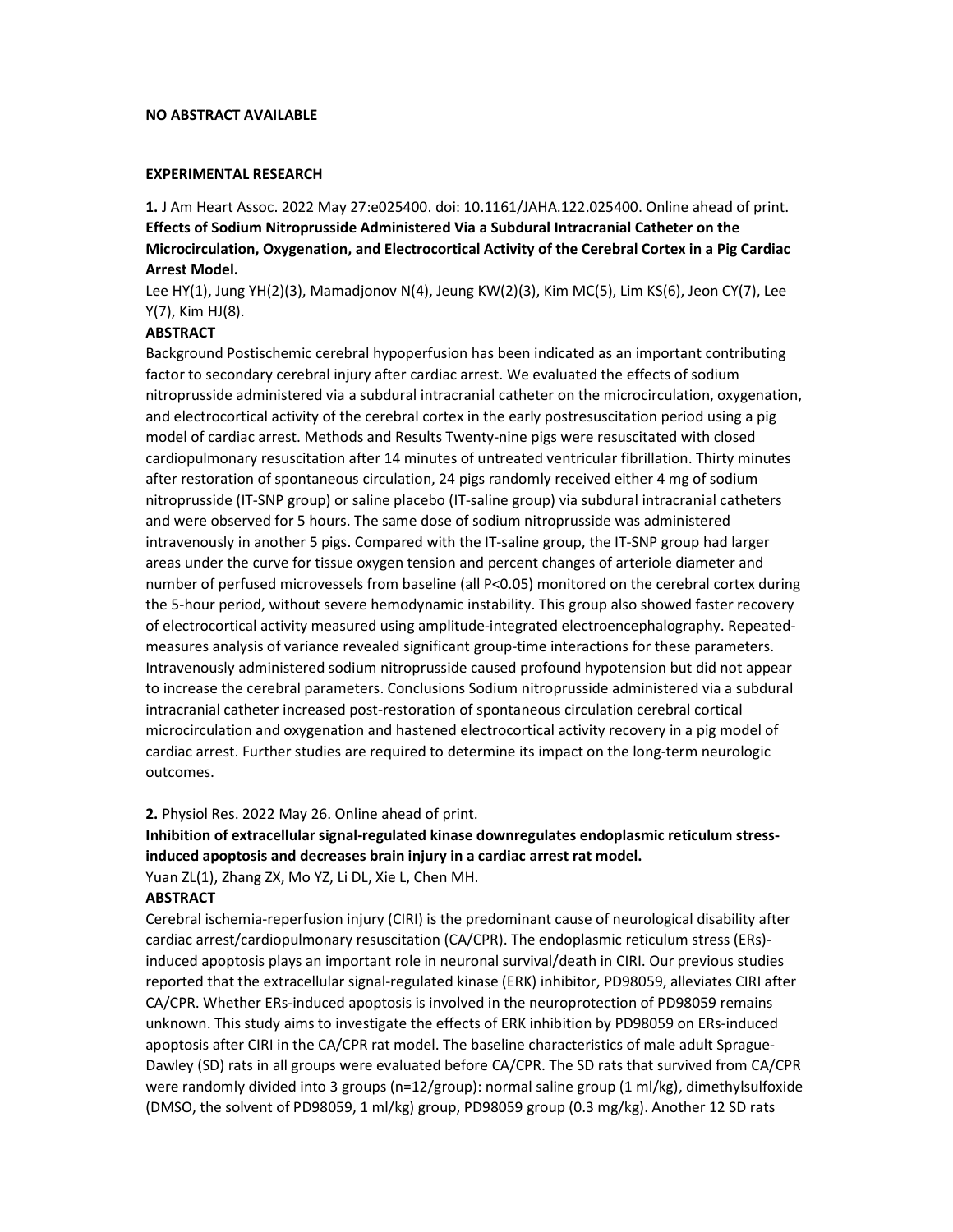**NO ABSTRACT AVAILABLE**

**EXPERIMENTAL RESEARCH**

**1.** J Am Heart Assoc. 2022 May 27:e025400. doi: 10.1161/JAHA.122.025400. Online ahead of print.
**Effects of Sodium Nitroprusside Administered Via a Subdural Intracranial Catheter on the Microcirculation, Oxygenation, and Electrocortical Activity of the Cerebral Cortex in a Pig Cardiac Arrest Model.**
Lee HY(1), Jung YH(2)(3), Mamadjonov N(4), Jeung KW(2)(3), Kim MC(5), Lim KS(6), Jeon CY(7), Lee Y(7), Kim HJ(8).

**ABSTRACT**

Background Postischemic cerebral hypoperfusion has been indicated as an important contributing factor to secondary cerebral injury after cardiac arrest. We evaluated the effects of sodium nitroprusside administered via a subdural intracranial catheter on the microcirculation, oxygenation, and electrocortical activity of the cerebral cortex in the early postresuscitation period using a pig model of cardiac arrest. Methods and Results Twenty-nine pigs were resuscitated with closed cardiopulmonary resuscitation after 14 minutes of untreated ventricular fibrillation. Thirty minutes after restoration of spontaneous circulation, 24 pigs randomly received either 4 mg of sodium nitroprusside (IT-SNP group) or saline placebo (IT-saline group) via subdural intracranial catheters and were observed for 5 hours. The same dose of sodium nitroprusside was administered intravenously in another 5 pigs. Compared with the IT-saline group, the IT-SNP group had larger areas under the curve for tissue oxygen tension and percent changes of arteriole diameter and number of perfused microvessels from baseline (all $P<0.05$) monitored on the cerebral cortex during the 5-hour period, without severe hemodynamic instability. This group also showed faster recovery of electrocortical activity measured using amplitude-integrated electroencephalography. Repeated-measures analysis of variance revealed significant group-time interactions for these parameters. Intravenously administered sodium nitroprusside caused profound hypotension but did not appear to increase the cerebral parameters. Conclusions Sodium nitroprusside administered via a subdural intracranial catheter increased post-restoration of spontaneous circulation cerebral cortical microcirculation and oxygenation and hastened electrocortical activity recovery in a pig model of cardiac arrest. Further studies are required to determine its impact on the long-term neurologic outcomes.

**2.** Physiol Res. 2022 May 26. Online ahead of print.
**Inhibition of extracellular signal-regulated kinase downregulates endoplasmic reticulum stress-induced apoptosis and decreases brain injury in a cardiac arrest rat model.**
Yuan ZL(1), Zhang ZX, Mo YZ, Li DL, Xie L, Chen MH.

**ABSTRACT**

Cerebral ischemia-reperfusion injury (CIRI) is the predominant cause of neurological disability after cardiac arrest/cardiopulmonary resuscitation (CA/CPR). The endoplasmic reticulum stress (ERs)-induced apoptosis plays an important role in neuronal survival/death in CIRI. Our previous studies reported that the extracellular signal-regulated kinase (ERK) inhibitor, PD98059, alleviates CIRI after CA/CPR. Whether ERs-induced apoptosis is involved in the neuroprotection of PD98059 remains unknown. This study aims to investigate the effects of ERK inhibition by PD98059 on ERs-induced apoptosis after CIRI in the CA/CPR rat model. The baseline characteristics of male adult Sprague-Dawley (SD) rats in all groups were evaluated before CA/CPR. The SD rats that survived from CA/CPR were randomly divided into 3 groups (n=12/group): normal saline group (1 ml/kg), dimethylsulfoxide (DMSO, the solvent of PD98059, 1 ml/kg) group, PD98059 group (0.3 mg/kg). Another 12 SD rats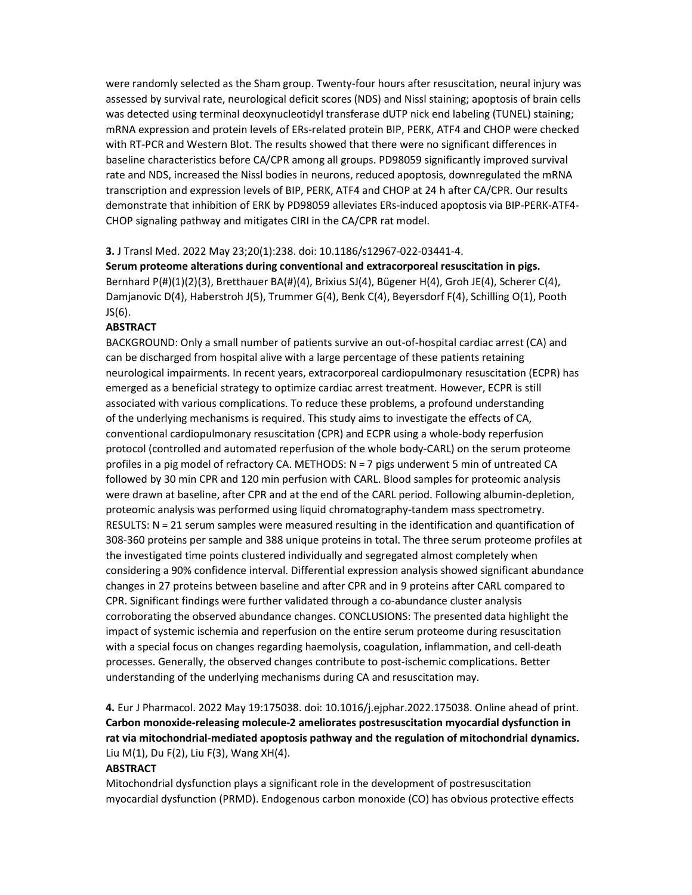were randomly selected as the Sham group. Twenty-four hours after resuscitation, neural injury was assessed by survival rate, neurological deficit scores (NDS) and Nissl staining; apoptosis of brain cells was detected using terminal deoxynucleotidyl transferase dUTP nick end labeling (TUNEL) staining; mRNA expression and protein levels of ERs-related protein BIP, PERK, ATF4 and CHOP were checked with RT-PCR and Western Blot. The results showed that there were no significant differences in baseline characteristics before CA/CPR among all groups. PD98059 significantly improved survival rate and NDS, increased the Nissl bodies in neurons, reduced apoptosis, downregulated the mRNA transcription and expression levels of BIP, PERK, ATF4 and CHOP at 24 h after CA/CPR. Our results demonstrate that inhibition of ERK by PD98059 alleviates ERs-induced apoptosis via BIP-PERK-ATF4-CHOP signaling pathway and mitigates CIRI in the CA/CPR rat model.

**3.** J Transl Med. 2022 May 23;20(1):238. doi: 10.1186/s12967-022-03441-4.

**Serum proteome alterations during conventional and extracorporeal resuscitation in pigs.**

Bernhard P(#)(1)(2)(3), Bretthauer BA(#)(4), Brixius SJ(4), Bügener H(4), Groh JE(4), Scherer C(4), Damjanovic D(4), Haberstroh J(5), Trummer G(4), Benk C(4), Beyersdorf F(4), Schilling O(1), Pooth JS(6).

**ABSTRACT**

BACKGROUND: Only a small number of patients survive an out-of-hospital cardiac arrest (CA) and can be discharged from hospital alive with a large percentage of these patients retaining neurological impairments. In recent years, extracorporeal cardiopulmonary resuscitation (ECPR) has emerged as a beneficial strategy to optimize cardiac arrest treatment. However, ECPR is still associated with various complications. To reduce these problems, a profound understanding of the underlying mechanisms is required. This study aims to investigate the effects of CA, conventional cardiopulmonary resuscitation (CPR) and ECPR using a whole-body reperfusion protocol (controlled and automated reperfusion of the whole body-CARL) on the serum proteome profiles in a pig model of refractory CA. METHODS: N = 7 pigs underwent 5 min of untreated CA followed by 30 min CPR and 120 min perfusion with CARL. Blood samples for proteomic analysis were drawn at baseline, after CPR and at the end of the CARL period. Following albumin-depletion, proteomic analysis was performed using liquid chromatography-tandem mass spectrometry. RESULTS: N = 21 serum samples were measured resulting in the identification and quantification of 308-360 proteins per sample and 388 unique proteins in total. The three serum proteome profiles at the investigated time points clustered individually and segregated almost completely when considering a 90% confidence interval. Differential expression analysis showed significant abundance changes in 27 proteins between baseline and after CPR and in 9 proteins after CARL compared to CPR. Significant findings were further validated through a co-abundance cluster analysis corroborating the observed abundance changes. CONCLUSIONS: The presented data highlight the impact of systemic ischemia and reperfusion on the entire serum proteome during resuscitation with a special focus on changes regarding haemolysis, coagulation, inflammation, and cell-death processes. Generally, the observed changes contribute to post-ischemic complications. Better understanding of the underlying mechanisms during CA and resuscitation may.

**4.** Eur J Pharmacol. 2022 May 19:175038. doi: 10.1016/j.ejphar.2022.175038. Online ahead of print.

**Carbon monoxide-releasing molecule-2 ameliorates postresuscitation myocardial dysfunction in rat via mitochondrial-mediated apoptosis pathway and the regulation of mitochondrial dynamics.**

Liu M(1), Du F(2), Liu F(3), Wang XH(4).

**ABSTRACT**

Mitochondrial dysfunction plays a significant role in the development of postresuscitation myocardial dysfunction (PRMD). Endogenous carbon monoxide (CO) has obvious protective effects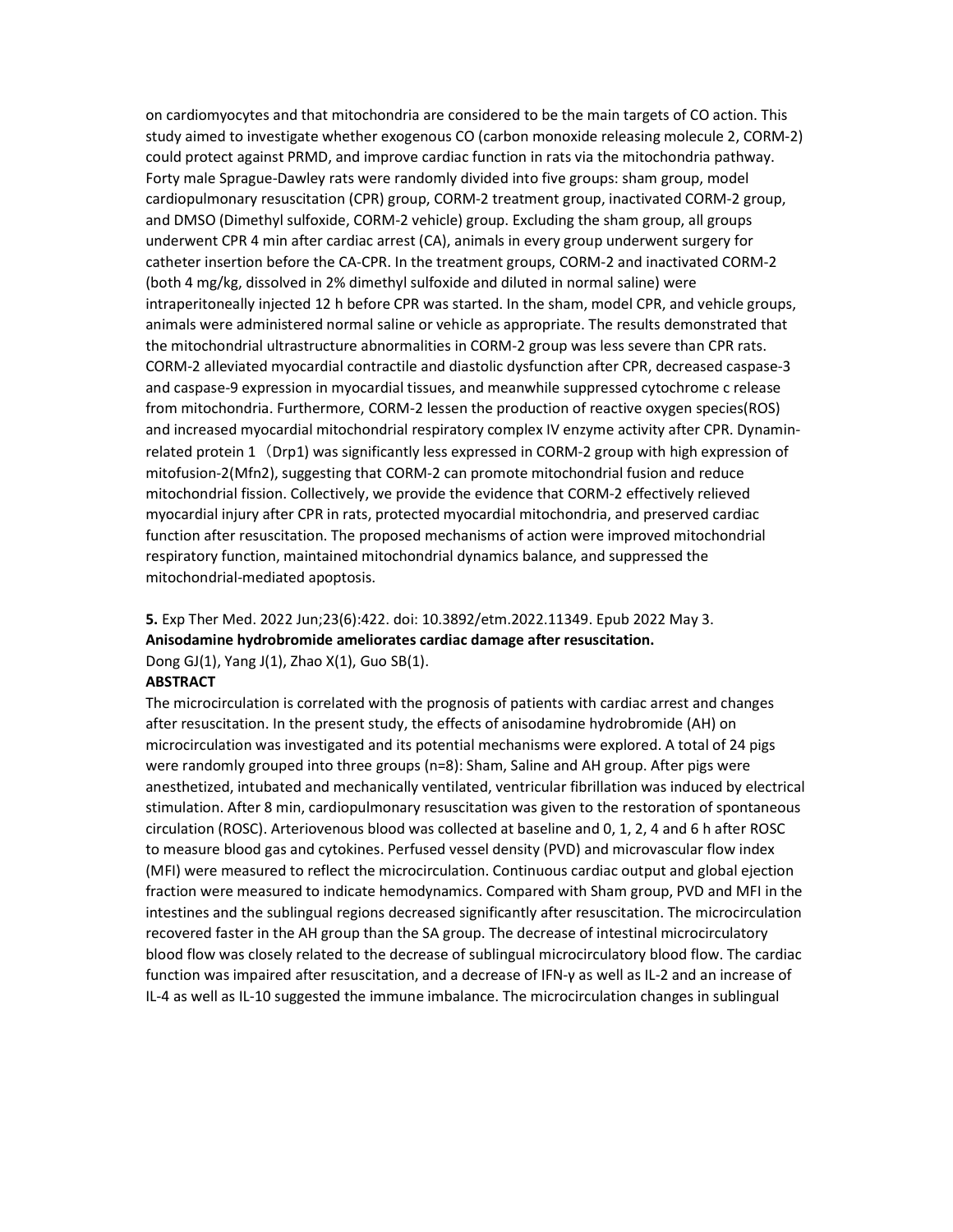on cardiomyocytes and that mitochondria are considered to be the main targets of CO action. This study aimed to investigate whether exogenous CO (carbon monoxide releasing molecule 2, CORM-2) could protect against PRMD, and improve cardiac function in rats via the mitochondria pathway. Forty male Sprague-Dawley rats were randomly divided into five groups: sham group, model cardiopulmonary resuscitation (CPR) group, CORM-2 treatment group, inactivated CORM-2 group, and DMSO (Dimethyl sulfoxide, CORM-2 vehicle) group. Excluding the sham group, all groups underwent CPR 4 min after cardiac arrest (CA), animals in every group underwent surgery for catheter insertion before the CA-CPR. In the treatment groups, CORM-2 and inactivated CORM-2 (both 4 mg/kg, dissolved in 2% dimethyl sulfoxide and diluted in normal saline) were intraperitoneally injected 12 h before CPR was started. In the sham, model CPR, and vehicle groups, animals were administered normal saline or vehicle as appropriate. The results demonstrated that the mitochondrial ultrastructure abnormalities in CORM-2 group was less severe than CPR rats. CORM-2 alleviated myocardial contractile and diastolic dysfunction after CPR, decreased caspase-3 and caspase-9 expression in myocardial tissues, and meanwhile suppressed cytochrome c release from mitochondria. Furthermore, CORM-2 lessen the production of reactive oxygen species(ROS) and increased myocardial mitochondrial respiratory complex IV enzyme activity after CPR. Dynamin-related protein 1（Drp1) was significantly less expressed in CORM-2 group with high expression of mitofusion-2(Mfn2), suggesting that CORM-2 can promote mitochondrial fusion and reduce mitochondrial fission. Collectively, we provide the evidence that CORM-2 effectively relieved myocardial injury after CPR in rats, protected myocardial mitochondria, and preserved cardiac function after resuscitation. The proposed mechanisms of action were improved mitochondrial respiratory function, maintained mitochondrial dynamics balance, and suppressed the mitochondrial-mediated apoptosis.

**5.** Exp Ther Med. 2022 Jun;23(6):422. doi: 10.3892/etm.2022.11349. Epub 2022 May 3.
**Anisodamine hydrobromide ameliorates cardiac damage after resuscitation.**
Dong GJ(1), Yang J(1), Zhao X(1), Guo SB(1).

**ABSTRACT**

The microcirculation is correlated with the prognosis of patients with cardiac arrest and changes after resuscitation. In the present study, the effects of anisodamine hydrobromide (AH) on microcirculation was investigated and its potential mechanisms were explored. A total of 24 pigs were randomly grouped into three groups (n=8): Sham, Saline and AH group. After pigs were anesthetized, intubated and mechanically ventilated, ventricular fibrillation was induced by electrical stimulation. After 8 min, cardiopulmonary resuscitation was given to the restoration of spontaneous circulation (ROSC). Arteriovenous blood was collected at baseline and 0, 1, 2, 4 and 6 h after ROSC to measure blood gas and cytokines. Perfused vessel density (PVD) and microvascular flow index (MFI) were measured to reflect the microcirculation. Continuous cardiac output and global ejection fraction were measured to indicate hemodynamics. Compared with Sham group, PVD and MFI in the intestines and the sublingual regions decreased significantly after resuscitation. The microcirculation recovered faster in the AH group than the SA group. The decrease of intestinal microcirculatory blood flow was closely related to the decrease of sublingual microcirculatory blood flow. The cardiac function was impaired after resuscitation, and a decrease of IFN-γ as well as IL-2 and an increase of IL-4 as well as IL-10 suggested the immune imbalance. The microcirculation changes in sublingual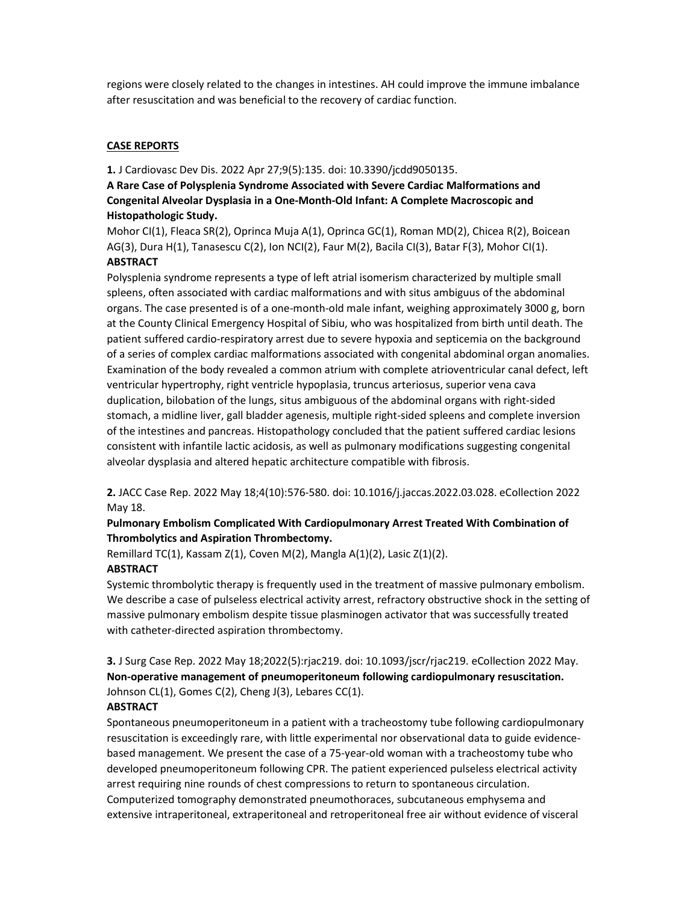regions were closely related to the changes in intestines. AH could improve the immune imbalance after resuscitation and was beneficial to the recovery of cardiac function.

## CASE REPORTS

**1.** J Cardiovasc Dev Dis. 2022 Apr 27;9(5):135. doi: 10.3390/jcdd9050135.

**A Rare Case of Polysplenia Syndrome Associated with Severe Cardiac Malformations and Congenital Alveolar Dysplasia in a One-Month-Old Infant: A Complete Macroscopic and Histopathologic Study.**

Mohor CI(1), Fleaca SR(2), Oprinca Muja A(1), Oprinca GC(1), Roman MD(2), Chicea R(2), Boicean AG(3), Dura H(1), Tanasescu C(2), Ion NCI(2), Faur M(2), Bacila CI(3), Batar F(3), Mohor CI(1).

**ABSTRACT**

Polysplenia syndrome represents a type of left atrial isomerism characterized by multiple small spleens, often associated with cardiac malformations and with situs ambiguus of the abdominal organs. The case presented is of a one-month-old male infant, weighing approximately 3000 g, born at the County Clinical Emergency Hospital of Sibiu, who was hospitalized from birth until death. The patient suffered cardio-respiratory arrest due to severe hypoxia and septicemia on the background of a series of complex cardiac malformations associated with congenital abdominal organ anomalies. Examination of the body revealed a common atrium with complete atrioventricular canal defect, left ventricular hypertrophy, right ventricle hypoplasia, truncus arteriosus, superior vena cava duplication, bilobation of the lungs, situs ambiguous of the abdominal organs with right-sided stomach, a midline liver, gall bladder agenesis, multiple right-sided spleens and complete inversion of the intestines and pancreas. Histopathology concluded that the patient suffered cardiac lesions consistent with infantile lactic acidosis, as well as pulmonary modifications suggesting congenital alveolar dysplasia and altered hepatic architecture compatible with fibrosis.

**2.** JACC Case Rep. 2022 May 18;4(10):576-580. doi: 10.1016/j.jaccas.2022.03.028. eCollection 2022 May 18.

**Pulmonary Embolism Complicated With Cardiopulmonary Arrest Treated With Combination of Thrombolytics and Aspiration Thrombectomy.**

Remillard TC(1), Kassam Z(1), Coven M(2), Mangla A(1)(2), Lasic Z(1)(2).

**ABSTRACT**

Systemic thrombolytic therapy is frequently used in the treatment of massive pulmonary embolism. We describe a case of pulseless electrical activity arrest, refractory obstructive shock in the setting of massive pulmonary embolism despite tissue plasminogen activator that was successfully treated with catheter-directed aspiration thrombectomy.

**3.** J Surg Case Rep. 2022 May 18;2022(5):rjac219. doi: 10.1093/jscr/rjac219. eCollection 2022 May.

**Non-operative management of pneumoperitoneum following cardiopulmonary resuscitation.**

Johnson CL(1), Gomes C(2), Cheng J(3), Lebares CC(1).

**ABSTRACT**

Spontaneous pneumoperitoneum in a patient with a tracheostomy tube following cardiopulmonary resuscitation is exceedingly rare, with little experimental nor observational data to guide evidence-based management. We present the case of a 75-year-old woman with a tracheostomy tube who developed pneumoperitoneum following CPR. The patient experienced pulseless electrical activity arrest requiring nine rounds of chest compressions to return to spontaneous circulation. Computerized tomography demonstrated pneumothoraces, subcutaneous emphysema and extensive intraperitoneal, extraperitoneal and retroperitoneal free air without evidence of visceral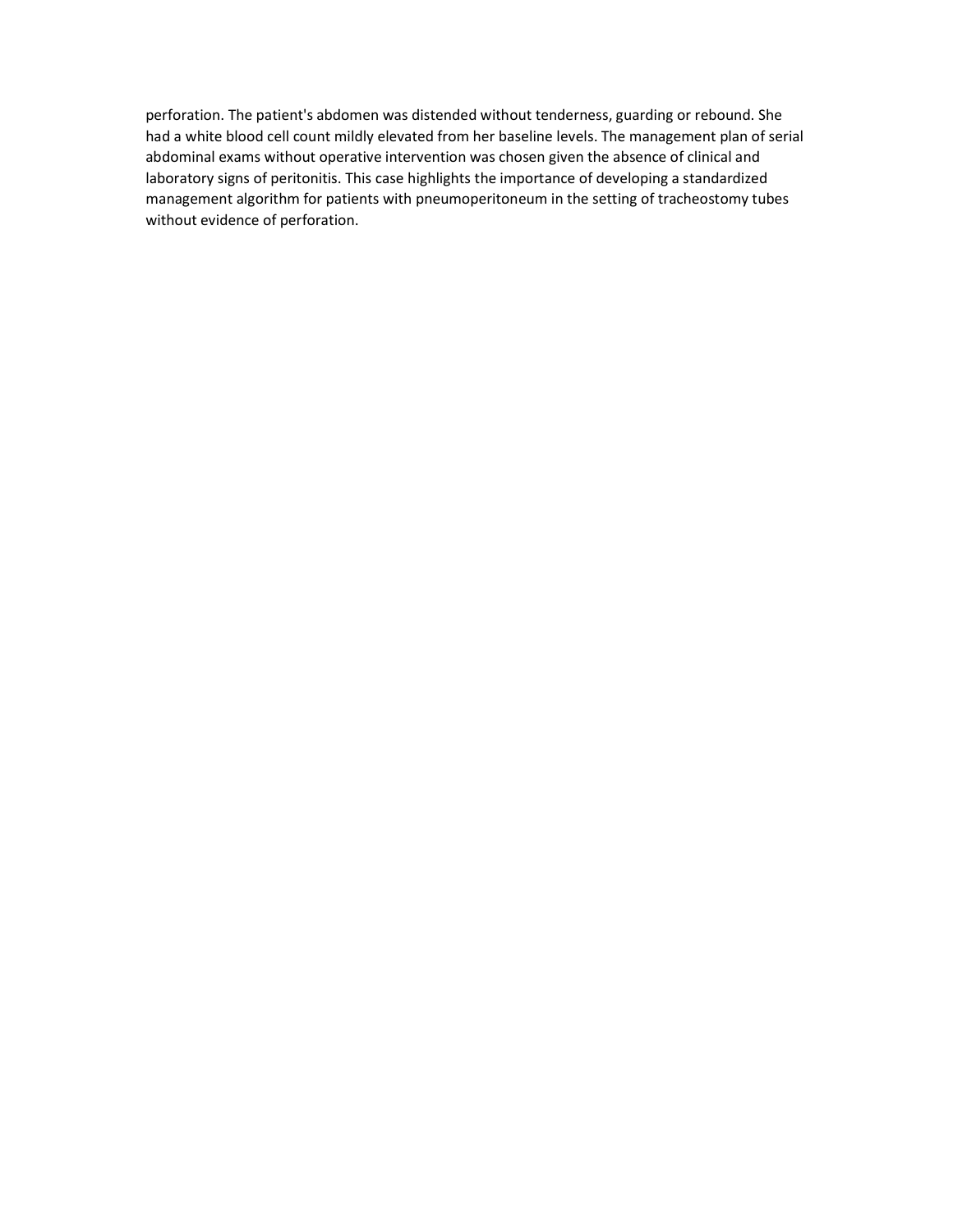perforation. The patient's abdomen was distended without tenderness, guarding or rebound. She had a white blood cell count mildly elevated from her baseline levels. The management plan of serial abdominal exams without operative intervention was chosen given the absence of clinical and laboratory signs of peritonitis. This case highlights the importance of developing a standardized management algorithm for patients with pneumoperitoneum in the setting of tracheostomy tubes without evidence of perforation.